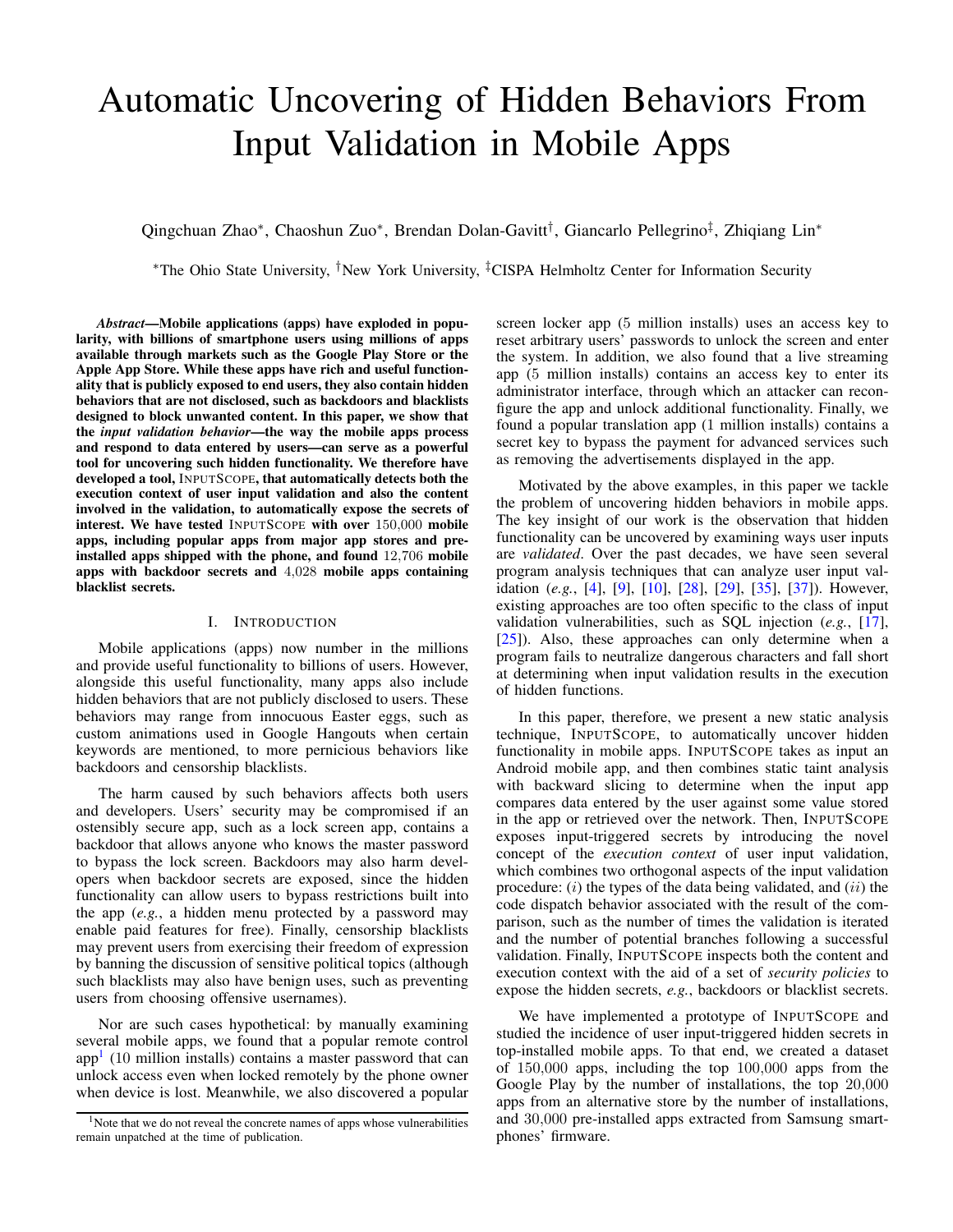# Automatic Uncovering of Hidden Behaviors From Input Validation in Mobile Apps

Qingchuan Zhao[*], Chaoshun Zuo[*], Brendan Dolan-Gavitt[†], Giancarlo Pellegrino[‡], Zhiqiang Lin[*]

[*]The Ohio State University, [†]New York University, [‡]CISPA Helmholtz Center for Information Security

***Abstract*—Mobile applications (apps) have exploded in popularity, with billions of smartphone users using millions of apps available through markets such as the Google Play Store or the Apple App Store. While these apps have rich and useful functionality that is publicly exposed to end users, they also contain hidden behaviors that are not disclosed, such as backdoors and blacklists designed to block unwanted content. In this paper, we show that the *input validation behavior*—the way the mobile apps process and respond to data entered by users—can serve as a powerful tool for uncovering such hidden functionality. We therefore have developed a tool, INPUTSCOPE, that automatically detects both the execution context of user input validation and also the content involved in the validation, to automatically expose the secrets of interest. We have tested INPUTSCOPE with over 150,000 mobile apps, including popular apps from major app stores and pre-installed apps shipped with the phone, and found 12,706 mobile apps with backdoor secrets and 4,028 mobile apps containing blacklist secrets.**

## I. INTRODUCTION

Mobile applications (apps) now number in the millions and provide useful functionality to billions of users. However, alongside this useful functionality, many apps also include hidden behaviors that are not publicly disclosed to users. These behaviors may range from innocuous Easter eggs, such as custom animations used in Google Hangouts when certain keywords are mentioned, to more pernicious behaviors like backdoors and censorship blacklists.

The harm caused by such behaviors affects both users and developers. Users' security may be compromised if an ostensibly secure app, such as a lock screen app, contains a backdoor that allows anyone who knows the master password to bypass the lock screen. Backdoors may also harm developers when backdoor secrets are exposed, since the hidden functionality can allow users to bypass restrictions built into the app (*e.g.*, a hidden menu protected by a password may enable paid features for free). Finally, censorship blacklists may prevent users from exercising their freedom of expression by banning the discussion of sensitive political topics (although such blacklists may also have benign uses, such as preventing users from choosing offensive usernames).

Nor are such cases hypothetical: by manually examining several mobile apps, we found that a popular remote control app[1] (10 million installs) contains a master password that can unlock access even when locked remotely by the phone owner when device is lost. Meanwhile, we also discovered a popular screen locker app (5 million installs) uses an access key to reset arbitrary users' passwords to unlock the screen and enter the system. In addition, we also found that a live streaming app (5 million installs) contains an access key to enter its administrator interface, through which an attacker can reconfigure the app and unlock additional functionality. Finally, we found a popular translation app (1 million installs) contains a secret key to bypass the payment for advanced services such as removing the advertisements displayed in the app.

Motivated by the above examples, in this paper we tackle the problem of uncovering hidden behaviors in mobile apps. The key insight of our work is the observation that hidden functionality can be uncovered by examining ways user inputs are *validated*. Over the past decades, we have seen several program analysis techniques that can analyze user input validation (*e.g.*, [4], [9], [10], [28], [29], [35], [37]). However, existing approaches are too often specific to the class of input validation vulnerabilities, such as SQL injection (*e.g.*, [17], [25]). Also, these approaches can only determine when a program fails to neutralize dangerous characters and fall short at determining when input validation results in the execution of hidden functions.

In this paper, therefore, we present a new static analysis technique, INPUTSCOPE, to automatically uncover hidden functionality in mobile apps. INPUTSCOPE takes as input an Android mobile app, and then combines static taint analysis with backward slicing to determine when the input app compares data entered by the user against some value stored in the app or retrieved over the network. Then, INPUTSCOPE exposes input-triggered secrets by introducing the novel concept of the *execution context* of user input validation, which combines two orthogonal aspects of the input validation procedure: ($i$) the types of the data being validated, and ($ii$) the code dispatch behavior associated with the result of the comparison, such as the number of times the validation is iterated and the number of potential branches following a successful validation. Finally, INPUTSCOPE inspects both the content and execution context with the aid of a set of *security policies* to expose the hidden secrets, *e.g.*, backdoors or blacklist secrets.

We have implemented a prototype of INPUTSCOPE and studied the incidence of user input-triggered hidden secrets in top-installed mobile apps. To that end, we created a dataset of 150,000 apps, including the top 100,000 apps from the Google Play by the number of installations, the top 20,000 apps from an alternative store by the number of installations, and 30,000 pre-installed apps extracted from Samsung smartphones' firmware.

[1]Note that we do not reveal the concrete names of apps whose vulnerabilities remain unpatched at the time of publication.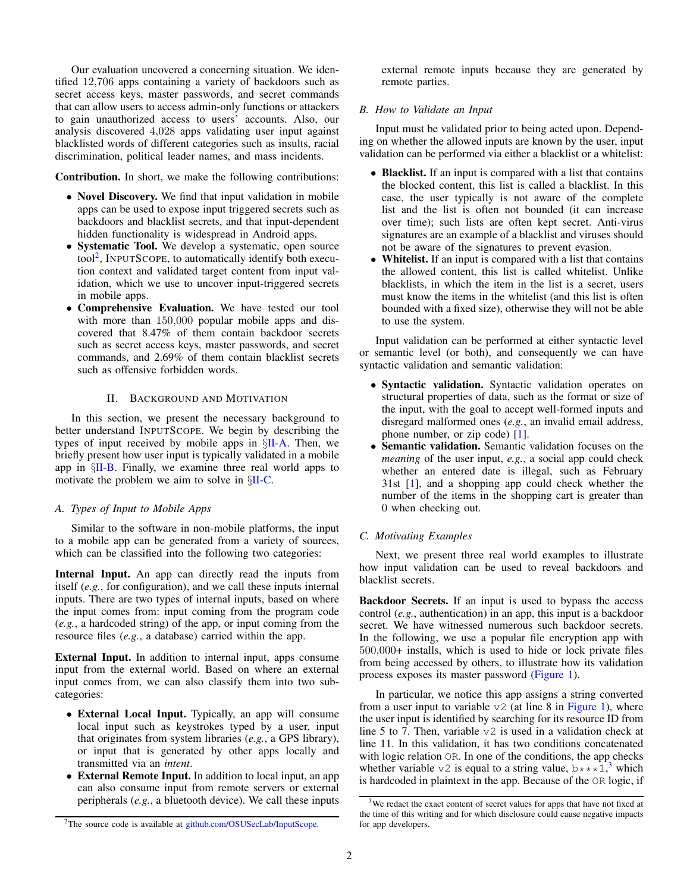Our evaluation uncovered a concerning situation. We identified 12,706 apps containing a variety of backdoors such as secret access keys, master passwords, and secret commands that can allow users to access admin-only functions or attackers to gain unauthorized access to users' accounts. Also, our analysis discovered 4,028 apps validating user input against blacklisted words of different categories such as insults, racial discrimination, political leader names, and mass incidents.

**Contribution.** In short, we make the following contributions:

- **Novel Discovery.** We find that input validation in mobile apps can be used to expose input triggered secrets such as backdoors and blacklist secrets, and that input-dependent hidden functionality is widespread in Android apps.
- **Systematic Tool.** We develop a systematic, open source tool[2], INPUTSCOPE, to automatically identify both execution context and validated target content from input validation, which we use to uncover input-triggered secrets in mobile apps.
- **Comprehensive Evaluation.** We have tested our tool with more than 150,000 popular mobile apps and discovered that 8.47% of them contain backdoor secrets such as secret access keys, master passwords, and secret commands, and 2.69% of them contain blacklist secrets such as offensive forbidden words.

## II. BACKGROUND AND MOTIVATION

In this section, we present the necessary background to better understand INPUTSCOPE. We begin by describing the types of input received by mobile apps in §II-A. Then, we briefly present how user input is typically validated in a mobile app in §II-B. Finally, we examine three real world apps to motivate the problem we aim to solve in §II-C.

### A. Types of Input to Mobile Apps

Similar to the software in non-mobile platforms, the input to a mobile app can be generated from a variety of sources, which can be classified into the following two categories:

**Internal Input.** An app can directly read the inputs from itself (*e.g.*, for configuration), and we call these inputs internal inputs. There are two types of internal inputs, based on where the input comes from: input coming from the program code (*e.g.*, a hardcoded string) of the app, or input coming from the resource files (*e.g.*, a database) carried within the app.

**External Input.** In addition to internal input, apps consume input from the external world. Based on where an external input comes from, we can also classify them into two subcategories:

- **External Local Input.** Typically, an app will consume local input such as keystrokes typed by a user, input that originates from system libraries (*e.g.*, a GPS library), or input that is generated by other apps locally and transmitted via an *intent*.
- **External Remote Input.** In addition to local input, an app can also consume input from remote servers or external peripherals (*e.g.*, a bluetooth device). We call these inputs external remote inputs because they are generated by remote parties.

[2]The source code is available at github.com/OSUSecLab/InputScope.

### B. How to Validate an Input

Input must be validated prior to being acted upon. Depending on whether the allowed inputs are known by the user, input validation can be performed via either a blacklist or a whitelist:

- **Blacklist.** If an input is compared with a list that contains the blocked content, this list is called a blacklist. In this case, the user typically is not aware of the complete list and the list is often not bounded (it can increase over time); such lists are often kept secret. Anti-virus signatures are an example of a blacklist and viruses should not be aware of the signatures to prevent evasion.
- **Whitelist.** If an input is compared with a list that contains the allowed content, this list is called whitelist. Unlike blacklists, in which the item in the list is a secret, users must know the items in the whitelist (and this list is often bounded with a fixed size), otherwise they will not be able to use the system.

Input validation can be performed at either syntactic level or semantic level (or both), and consequently we can have syntactic validation and semantic validation:

- **Syntactic validation.** Syntactic validation operates on structural properties of data, such as the format or size of the input, with the goal to accept well-formed inputs and disregard malformed ones (*e.g.*, an invalid email address, phone number, or zip code) [1].
- **Semantic validation.** Semantic validation focuses on the *meaning* of the user input, *e.g.*, a social app could check whether an entered date is illegal, such as February 31st [1], and a shopping app could check whether the number of the items in the shopping cart is greater than 0 when checking out.

### C. Motivating Examples

Next, we present three real world examples to illustrate how input validation can be used to reveal backdoors and blacklist secrets.

**Backdoor Secrets.** If an input is used to bypass the access control (*e.g.*, authentication) in an app, this input is a backdoor secret. We have witnessed numerous such backdoor secrets. In the following, we use a popular file encryption app with 500,000+ installs, which is used to hide or lock private files from being accessed by others, to illustrate how its validation process exposes its master password (Figure 1).

In particular, we notice this app assigns a string converted from a user input to variable `v2` (at line 8 in Figure 1), where the user input is identified by searching for its resource ID from line 5 to 7. Then, variable `v2` is used in a validation check at line 11. In this validation, it has two conditions concatenated with logic relation `OR`. In one of the conditions, the app checks whether variable `v2` is equal to a string value, `b***1`,[3] which is hardcoded in plaintext in the app. Because of the `OR` logic, if

[3]We redact the exact content of secret values for apps that have not fixed at the time of this writing and for which disclosure could cause negative impacts for app developers.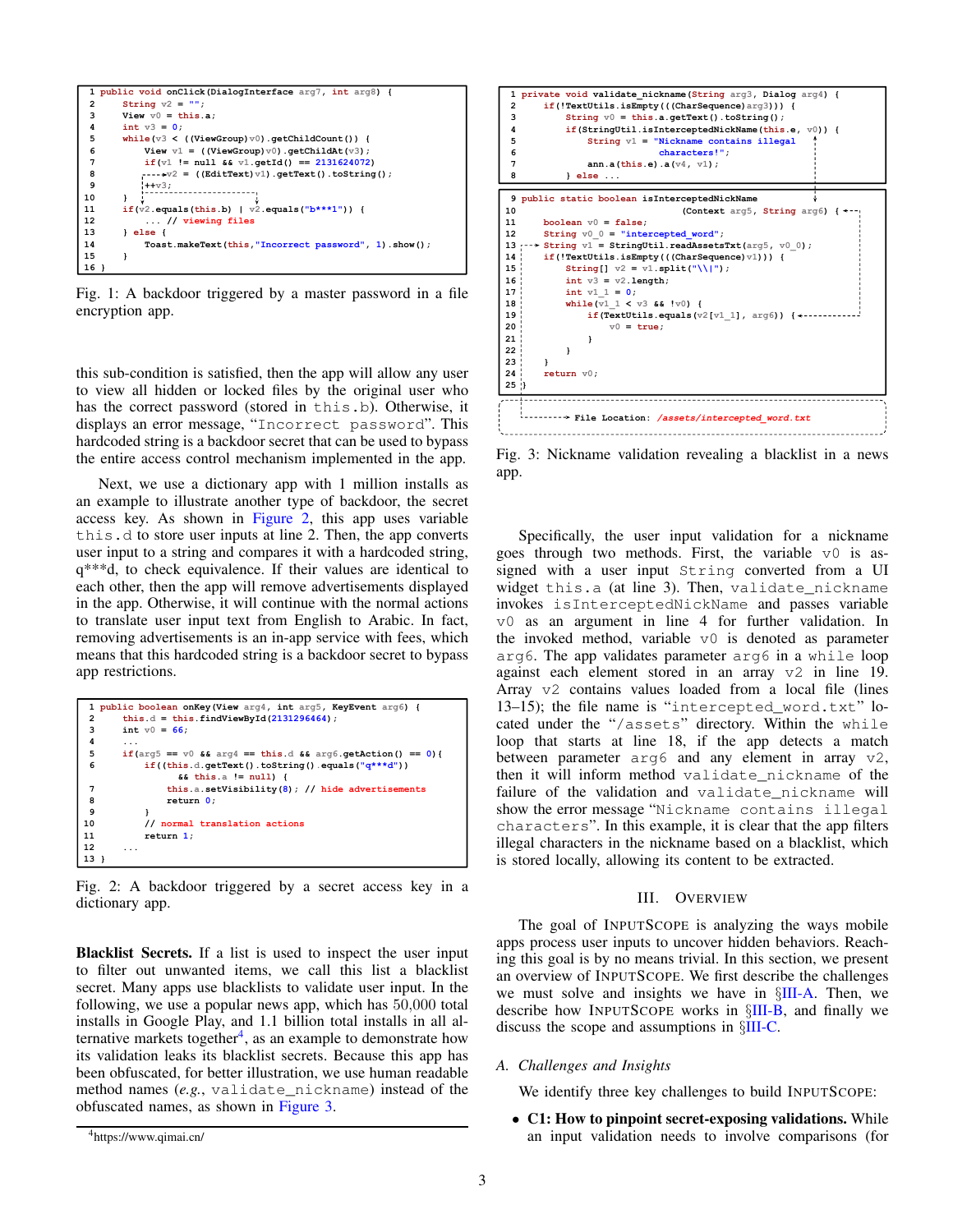```
1 public void onClick(DialogInterface arg7, int arg8) {
2     String v2 = "";
3     View v0 = this.a;
4     int v3 = 0;
5     while(v3 < ((ViewGroup)v0).getChildCount()) {
6         View v1 = ((ViewGroup)v0).getChildAt(v3);
7         if(v1 != null && v1.getId() == 2131624072)
8             v2 = ((EditText)v1).getText().toString();
9         ++v3;
10    }
11    if(v2.equals(this.b) | v2.equals("b***1")) {
12        ... // viewing files
13    } else {
14        Toast.makeText(this,"Incorrect password", 1).show();
15    }
16 }
```

Fig. 1: A backdoor triggered by a master password in a file encryption app.

this sub-condition is satisfied, then the app will allow any user to view all hidden or locked files by the original user who has the correct password (stored in `this.b`). Otherwise, it displays an error message, "`Incorrect password`". This hardcoded string is a backdoor secret that can be used to bypass the entire access control mechanism implemented in the app.

Next, we use a dictionary app with 1 million installs as an example to illustrate another type of backdoor, the secret access key. As shown in Figure 2, this app uses variable `this.d` to store user inputs at line 2. Then, the app converts user input to a string and compares it with a hardcoded string, q***d, to check equivalence. If their values are identical to each other, then the app will remove advertisements displayed in the app. Otherwise, it will continue with the normal actions to translate user input text from English to Arabic. In fact, removing advertisements is an in-app service with fees, which means that this hardcoded string is a backdoor secret to bypass app restrictions.

```
1 public boolean onKey(View arg4, int arg5, KeyEvent arg6) {
2     this.d = this.findViewById(2131296464);
3     int v0 = 66;
4     ...
5     if(arg5 == v0 && arg4 == this.d && arg6.getAction() == 0){
6         if((this.d.getText().toString().equals("q***d"))
              && this.a != null) {
7             this.a.setVisibility(8); // hide advertisements
8             return 0;
9         }
10        // normal translation actions
11        return 1;
12    ...
13 }
```

Fig. 2: A backdoor triggered by a secret access key in a dictionary app.

**Blacklist Secrets.** If a list is used to inspect the user input to filter out unwanted items, we call this list a blacklist secret. Many apps use blacklists to validate user input. In the following, we use a popular news app, which has 50,000 total installs in Google Play, and 1.1 billion total installs in all alternative markets together[4], as an example to demonstrate how its validation leaks its blacklist secrets. Because this app has been obfuscated, for better illustration, we use human readable method names (*e.g.*, `validate_nickname`) instead of the obfuscated names, as shown in Figure 3.

[4] https://www.qimai.cn/

```
1 private void validate_nickname(String arg3, Dialog arg4) {
2     if(!TextUtils.isEmpty(((CharSequence)arg3))) {
3         String v0 = this.a.getText().toString();
4         if(StringUtil.isInterceptedNickName(this.e, v0)) {
5             String v1 = "Nickname contains illegal
                          characters!";
6             ...
7             ann.a(this.e).a(v4, v1);
8         } else ...

9 public static boolean isInterceptedNickName
10                    (Context arg5, String arg6) {
11    boolean v0 = false;
12    String v0_0 = "intercepted_word";
13    String v1 = StringUtil.readAssetsTxt(arg5, v0_0);
14    if(!TextUtils.isEmpty(((CharSequence)v1))) {
15        String[] v2 = v1.split("\\|");
16        int v3 = v2.length;
17        int v1_1 = 0;
18        while(v1_1 < v3 && !v0) {
19            if(TextUtils.equals(v2[v1_1], arg6)) {
20                v0 = true;
21            }
22        }
23    }
24    return v0;
25 }

File Location: /assets/intercepted_word.txt
```

Fig. 3: Nickname validation revealing a blacklist in a news app.

Specifically, the user input validation for a nickname goes through two methods. First, the variable `v0` is assigned with a user input `String` converted from a UI widget `this.a` (at line 3). Then, `validate_nickname` invokes `isInterceptedNickName` and passes variable `v0` as an argument in line 4 for further validation. In the invoked method, variable `v0` is denoted as parameter `arg6`. The app validates parameter `arg6` in a `while` loop against each element stored in an array `v2` in line 19. Array `v2` contains values loaded from a local file (lines 13–15); the file name is "`intercepted_word.txt`" located under the "`/assets`" directory. Within the `while` loop that starts at line 18, if the app detects a match between parameter `arg6` and any element in array `v2`, then it will inform method `validate_nickname` of the failure of the validation and `validate_nickname` will show the error message "`Nickname contains illegal characters`". In this example, it is clear that the app filters illegal characters in the nickname based on a blacklist, which is stored locally, allowing its content to be extracted.

## III. Overview

The goal of InputScope is analyzing the ways mobile apps process user inputs to uncover hidden behaviors. Reaching this goal is by no means trivial. In this section, we present an overview of InputScope. We first describe the challenges we must solve and insights we have in §III-A. Then, we describe how InputScope works in §III-B, and finally we discuss the scope and assumptions in §III-C.

### A. Challenges and Insights

We identify three key challenges to build InputScope:

- **C1: How to pinpoint secret-exposing validations.** While an input validation needs to involve comparisons (for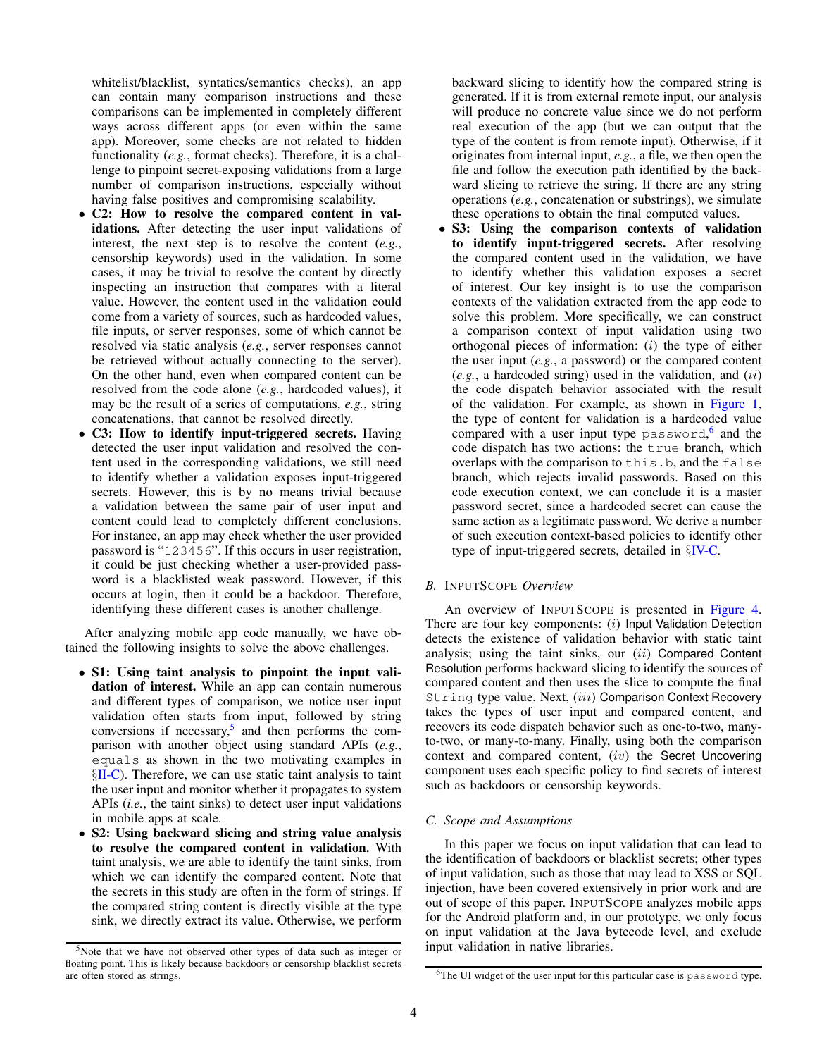whitelist/blacklist, syntatics/semantics checks), an app can contain many comparison instructions and these comparisons can be implemented in completely different ways across different apps (or even within the same app). Moreover, some checks are not related to hidden functionality (*e.g.*, format checks). Therefore, it is a challenge to pinpoint secret-exposing validations from a large number of comparison instructions, especially without having false positives and compromising scalability.

- **C2: How to resolve the compared content in validations.** After detecting the user input validations of interest, the next step is to resolve the content (*e.g.*, censorship keywords) used in the validation. In some cases, it may be trivial to resolve the content by directly inspecting an instruction that compares with a literal value. However, the content used in the validation could come from a variety of sources, such as hardcoded values, file inputs, or server responses, some of which cannot be resolved via static analysis (*e.g.*, server responses cannot be retrieved without actually connecting to the server). On the other hand, even when compared content can be resolved from the code alone (*e.g.*, hardcoded values), it may be the result of a series of computations, *e.g.*, string concatenations, that cannot be resolved directly.
- **C3: How to identify input-triggered secrets.** Having detected the user input validation and resolved the content used in the corresponding validations, we still need to identify whether a validation exposes input-triggered secrets. However, this is by no means trivial because a validation between the same pair of user input and content could lead to completely different conclusions. For instance, an app may check whether the user provided password is "`123456`". If this occurs in user registration, it could be just checking whether a user-provided password is a blacklisted weak password. However, if this occurs at login, then it could be a backdoor. Therefore, identifying these different cases is another challenge.

After analyzing mobile app code manually, we have obtained the following insights to solve the above challenges.

- **S1: Using taint analysis to pinpoint the input validation of interest.** While an app can contain numerous and different types of comparison, we notice user input validation often starts from input, followed by string conversions if necessary,[5] and then performs the comparison with another object using standard APIs (*e.g.*, `equals` as shown in the two motivating examples in §II-C). Therefore, we can use static taint analysis to taint the user input and monitor whether it propagates to system APIs (*i.e.*, the taint sinks) to detect user input validations in mobile apps at scale.
- **S2: Using backward slicing and string value analysis to resolve the compared content in validation.** With taint analysis, we are able to identify the taint sinks, from which we can identify the compared content. Note that the secrets in this study are often in the form of strings. If the compared string content is directly visible at the type sink, we directly extract its value. Otherwise, we perform backward slicing to identify how the compared string is generated. If it is from external remote input, our analysis will produce no concrete value since we do not perform real execution of the app (but we can output that the type of the content is from remote input). Otherwise, if it originates from internal input, *e.g.*, a file, we then open the file and follow the execution path identified by the backward slicing to retrieve the string. If there are any string operations (*e.g.*, concatenation or substrings), we simulate these operations to obtain the final computed values.
- **S3: Using the comparison contexts of validation to identify input-triggered secrets.** After resolving the compared content used in the validation, we have to identify whether this validation exposes a secret of interest. Our key insight is to use the comparison contexts of the validation extracted from the app code to solve this problem. More specifically, we can construct a comparison context of input validation using two orthogonal pieces of information: (*i*) the type of either the user input (*e.g.*, a password) or the compared content (*e.g.*, a hardcoded string) used in the validation, and (*ii*) the code dispatch behavior associated with the result of the validation. For example, as shown in Figure 1, the type of content for validation is a hardcoded value compared with a user input type `password`,[6] and the code dispatch has two actions: the `true` branch, which overlaps with the comparison to `this.b`, and the `false` branch, which rejects invalid passwords. Based on this code execution context, we can conclude it is a master password secret, since a hardcoded secret can cause the same action as a legitimate password. We derive a number of such execution context-based policies to identify other type of input-triggered secrets, detailed in §IV-C.

### B. INPUTSCOPE *Overview*

An overview of INPUTSCOPE is presented in Figure 4. There are four key components: (*i*) Input Validation Detection detects the existence of validation behavior with static taint analysis; using the taint sinks, our (*ii*) Compared Content Resolution performs backward slicing to identify the sources of compared content and then uses the slice to compute the final `String` type value. Next, (*iii*) Comparison Context Recovery takes the types of user input and compared content, and recovers its code dispatch behavior such as one-to-two, many-to-two, or many-to-many. Finally, using both the comparison context and compared content, (*iv*) the Secret Uncovering component uses each specific policy to find secrets of interest such as backdoors or censorship keywords.

### C. *Scope and Assumptions*

In this paper we focus on input validation that can lead to the identification of backdoors or blacklist secrets; other types of input validation, such as those that may lead to XSS or SQL injection, have been covered extensively in prior work and are out of scope of this paper. INPUTSCOPE analyzes mobile apps for the Android platform and, in our prototype, we only focus on input validation at the Java bytecode level, and exclude input validation in native libraries.

---

[5] Note that we have not observed other types of data such as integer or floating point. This is likely because backdoors or censorship blacklist secrets are often stored as strings.

[6] The UI widget of the user input for this particular case is `password` type.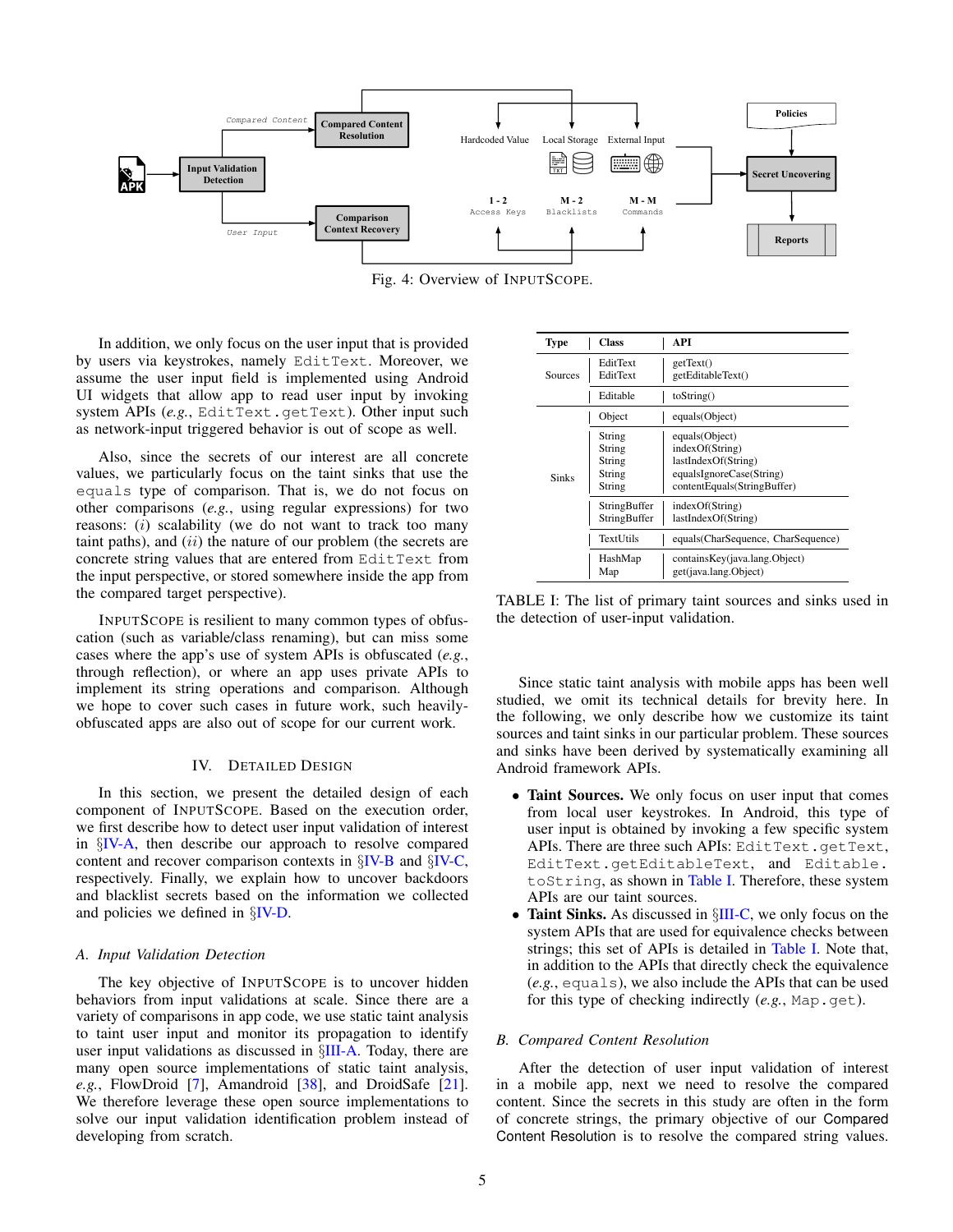Fig. 4: Overview of INPUTSCOPE.

In addition, we only focus on the user input that is provided by users via keystrokes, namely `EditText`. Moreover, we assume the user input field is implemented using Android UI widgets that allow app to read user input by invoking system APIs (*e.g.*, `EditText.getText`). Other input such as network-input triggered behavior is out of scope as well.

Also, since the secrets of our interest are all concrete values, we particularly focus on the taint sinks that use the `equals` type of comparison. That is, we do not focus on other comparisons (*e.g.*, using regular expressions) for two reasons: ($i$) scalability (we do not want to track too many taint paths), and ($ii$) the nature of our problem (the secrets are concrete string values that are entered from `EditText` from the input perspective, or stored somewhere inside the app from the compared target perspective).

INPUTSCOPE is resilient to many common types of obfuscation (such as variable/class renaming), but can miss some cases where the app's use of system APIs is obfuscated (*e.g.*, through reflection), or where an app uses private APIs to implement its string operations and comparison. Although we hope to cover such cases in future work, such heavily-obfuscated apps are also out of scope for our current work.

## IV. DETAILED DESIGN

In this section, we present the detailed design of each component of INPUTSCOPE. Based on the execution order, we first describe how to detect user input validation of interest in §IV-A, then describe our approach to resolve compared content and recover comparison contexts in §IV-B and §IV-C, respectively. Finally, we explain how to uncover backdoors and blacklist secrets based on the information we collected and policies we defined in §IV-D.

### A. Input Validation Detection

The key objective of INPUTSCOPE is to uncover hidden behaviors from input validations at scale. Since there are a variety of comparisons in app code, we use static taint analysis to taint user input and monitor its propagation to identify user input validations as discussed in §III-A. Today, there are many open source implementations of static taint analysis, *e.g.*, FlowDroid [7], Amandroid [38], and DroidSafe [21]. We therefore leverage these open source implementations to solve our input validation identification problem instead of developing from scratch.

| Type | Class | API |
|---|---|---|
| Sources | EditText<br>EditText | getText()<br>getEditableText() |
| | Editable | toString() |
| Sinks | Object | equals(Object) |
| | String<br>String<br>String<br>String<br>String | equals(Object)<br>indexOf(String)<br>lastIndexOf(String)<br>equalsIgnoreCase(String)<br>contentEquals(StringBuffer) |
| | StringBuffer<br>StringBuffer | indexOf(String)<br>lastIndexOf(String) |
| | TextUtils | equals(CharSequence, CharSequence) |
| | HashMap<br>Map | containsKey(java.lang.Object)<br>get(java.lang.Object) |

TABLE I: The list of primary taint sources and sinks used in the detection of user-input validation.

Since static taint analysis with mobile apps has been well studied, we omit its technical details for brevity here. In the following, we only describe how we customize its taint sources and taint sinks in our particular problem. These sources and sinks have been derived by systematically examining all Android framework APIs.

- **Taint Sources.** We only focus on user input that comes from local user keystrokes. In Android, this type of user input is obtained by invoking a few specific system APIs. There are three such APIs: `EditText.getText`, `EditText.getEditableText`, and `Editable.toString`, as shown in Table I. Therefore, these system APIs are our taint sources.
- **Taint Sinks.** As discussed in §III-C, we only focus on the system APIs that are used for equivalence checks between strings; this set of APIs is detailed in Table I. Note that, in addition to the APIs that directly check the equivalence (*e.g.*, `equals`), we also include the APIs that can be used for this type of checking indirectly (*e.g.*, `Map.get`).

### B. Compared Content Resolution

After the detection of user input validation of interest in a mobile app, next we need to resolve the compared content. Since the secrets in this study are often in the form of concrete strings, the primary objective of our Compared Content Resolution is to resolve the compared string values.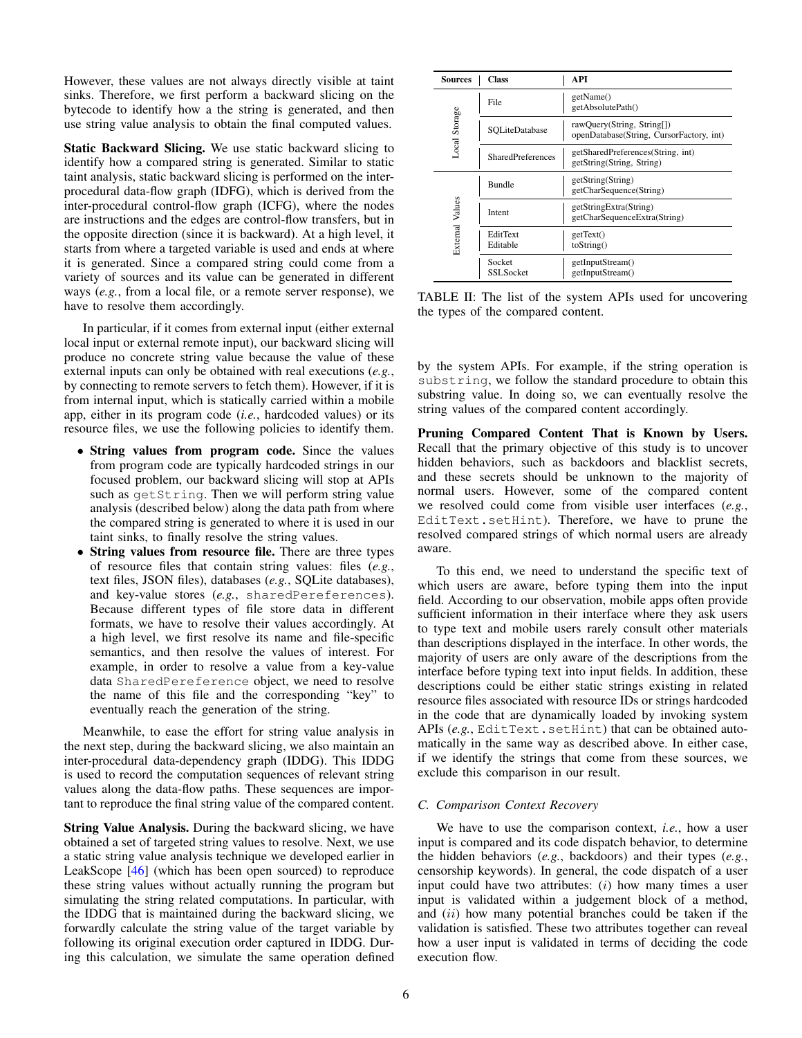However, these values are not always directly visible at taint sinks. Therefore, we first perform a backward slicing on the bytecode to identify how a the string is generated, and then use string value analysis to obtain the final computed values.

**Static Backward Slicing.** We use static backward slicing to identify how a compared string is generated. Similar to static taint analysis, static backward slicing is performed on the inter-procedural data-flow graph (IDFG), which is derived from the inter-procedural control-flow graph (ICFG), where the nodes are instructions and the edges are control-flow transfers, but in the opposite direction (since it is backward). At a high level, it starts from where a targeted variable is used and ends at where it is generated. Since a compared string could come from a variety of sources and its value can be generated in different ways (*e.g.*, from a local file, or a remote server response), we have to resolve them accordingly.

In particular, if it comes from external input (either external local input or external remote input), our backward slicing will produce no concrete string value because the value of these external inputs can only be obtained with real executions (*e.g.*, by connecting to remote servers to fetch them). However, if it is from internal input, which is statically carried within a mobile app, either in its program code (*i.e.*, hardcoded values) or its resource files, we use the following policies to identify them.

- **String values from program code.** Since the values from program code are typically hardcoded strings in our focused problem, our backward slicing will stop at APIs such as `getString`. Then we will perform string value analysis (described below) along the data path from where the compared string is generated to where it is used in our taint sinks, to finally resolve the string values.
- **String values from resource file.** There are three types of resource files that contain string values: files (*e.g.*, text files, JSON files), databases (*e.g.*, SQLite databases), and key-value stores (*e.g.*, `sharedPereferences`). Because different types of file store data in different formats, we have to resolve their values accordingly. At a high level, we first resolve its name and file-specific semantics, and then resolve the values of interest. For example, in order to resolve a value from a key-value data `SharedPereference` object, we need to resolve the name of this file and the corresponding "key" to eventually reach the generation of the string.

Meanwhile, to ease the effort for string value analysis in the next step, during the backward slicing, we also maintain an inter-procedural data-dependency graph (IDDG). This IDDG is used to record the computation sequences of relevant string values along the data-flow paths. These sequences are important to reproduce the final string value of the compared content.

**String Value Analysis.** During the backward slicing, we have obtained a set of targeted string values to resolve. Next, we use a static string value analysis technique we developed earlier in LeakScope [46] (which has been open sourced) to reproduce these string values without actually running the program but simulating the string related computations. In particular, with the IDDG that is maintained during the backward slicing, we forwardly calculate the string value of the target variable by following its original execution order captured in IDDG. During this calculation, we simulate the same operation defined by the system APIs. For example, if the string operation is `substring`, we follow the standard procedure to obtain this substring value. In doing so, we can eventually resolve the string values of the compared content accordingly.

| Sources | Class | API |
|---|---|---|
| Local Storage | File | getName()<br>getAbsolutePath() |
| | SQLiteDatabase | rawQuery(String, String[])<br>openDatabase(String, CursorFactory, int) |
| | SharedPreferences | getSharedPreferences(String, int)<br>getString(String, String) |
| External Values | Bundle | getString(String)<br>getCharSequence(String) |
| | Intent | getStringExtra(String)<br>getCharSequenceExtra(String) |
| | EditText<br>Editable | getText()<br>toString() |
| | Socket<br>SSLSocket | getInputStream()<br>getInputStream() |

TABLE II: The list of the system APIs used for uncovering the types of the compared content.

**Pruning Compared Content That is Known by Users.** Recall that the primary objective of this study is to uncover hidden behaviors, such as backdoors and blacklist secrets, and these secrets should be unknown to the majority of normal users. However, some of the compared content we resolved could come from visible user interfaces (*e.g.*, `EditText.setHint`). Therefore, we have to prune the resolved compared strings of which normal users are already aware.

To this end, we need to understand the specific text of which users are aware, before typing them into the input field. According to our observation, mobile apps often provide sufficient information in their interface where they ask users to type text and mobile users rarely consult other materials than descriptions displayed in the interface. In other words, the majority of users are only aware of the descriptions from the interface before typing text into input fields. In addition, these descriptions could be either static strings existing in related resource files associated with resource IDs or strings hardcoded in the code that are dynamically loaded by invoking system APIs (*e.g.*, `EditText.setHint`) that can be obtained automatically in the same way as described above. In either case, if we identify the strings that come from these sources, we exclude this comparison in our result.

### *C. Comparison Context Recovery*

We have to use the comparison context, *i.e.*, how a user input is compared and its code dispatch behavior, to determine the hidden behaviors (*e.g.*, backdoors) and their types (*e.g.*, censorship keywords). In general, the code dispatch of a user input could have two attributes: $(i)$ how many times a user input is validated within a judgement block of a method, and $(ii)$ how many potential branches could be taken if the validation is satisfied. These two attributes together can reveal how a user input is validated in terms of deciding the code execution flow.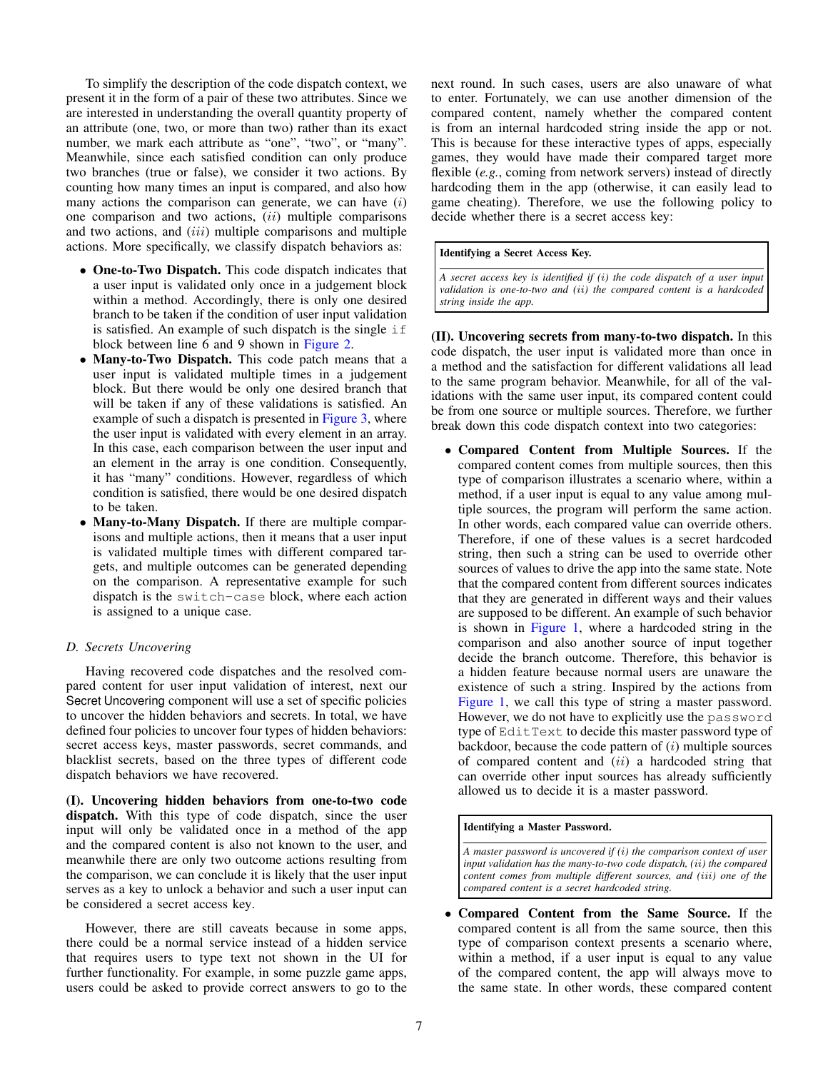To simplify the description of the code dispatch context, we present it in the form of a pair of these two attributes. Since we are interested in understanding the overall quantity property of an attribute (one, two, or more than two) rather than its exact number, we mark each attribute as "one", "two", or "many". Meanwhile, since each satisfied condition can only produce two branches (true or false), we consider it two actions. By counting how many times an input is compared, and also how many actions the comparison can generate, we can have $(i)$ one comparison and two actions, $(ii)$ multiple comparisons and two actions, and $(iii)$ multiple comparisons and multiple actions. More specifically, we classify dispatch behaviors as:

- **One-to-Two Dispatch.** This code dispatch indicates that a user input is validated only once in a judgement block within a method. Accordingly, there is only one desired branch to be taken if the condition of user input validation is satisfied. An example of such dispatch is the single `if` block between line 6 and 9 shown in Figure 2.
- **Many-to-Two Dispatch.** This code patch means that a user input is validated multiple times in a judgement block. But there would be only one desired branch that will be taken if any of these validations is satisfied. An example of such a dispatch is presented in Figure 3, where the user input is validated with every element in an array. In this case, each comparison between the user input and an element in the array is one condition. Consequently, it has "many" conditions. However, regardless of which condition is satisfied, there would be one desired dispatch to be taken.
- **Many-to-Many Dispatch.** If there are multiple comparisons and multiple actions, then it means that a user input is validated multiple times with different compared targets, and multiple outcomes can be generated depending on the comparison. A representative example for such dispatch is the `switch-case` block, where each action is assigned to a unique case.

### *D. Secrets Uncovering*

Having recovered code dispatches and the resolved compared content for user input validation of interest, next our Secret Uncovering component will use a set of specific policies to uncover the hidden behaviors and secrets. In total, we have defined four policies to uncover four types of hidden behaviors: secret access keys, master passwords, secret commands, and blacklist secrets, based on the three types of different code dispatch behaviors we have recovered.

**(I). Uncovering hidden behaviors from one-to-two code dispatch.** With this type of code dispatch, since the user input will only be validated once in a method of the app and the compared content is also not known to the user, and meanwhile there are only two outcome actions resulting from the comparison, we can conclude it is likely that the user input serves as a key to unlock a behavior and such a user input can be considered a secret access key.

However, there are still caveats because in some apps, there could be a normal service instead of a hidden service that requires users to type text not shown in the UI for further functionality. For example, in some puzzle game apps, users could be asked to provide correct answers to go to the next round. In such cases, users are also unaware of what to enter. Fortunately, we can use another dimension of the compared content, namely whether the compared content is from an internal hardcoded string inside the app or not. This is because for these interactive types of apps, especially games, they would have made their compared target more flexible (*e.g.*, coming from network servers) instead of directly hardcoding them in the app (otherwise, it can easily lead to game cheating). Therefore, we use the following policy to decide whether there is a secret access key:

> **Identifying a Secret Access Key.**
>
> *A secret access key is identified if (i) the code dispatch of a user input validation is one-to-two and (ii) the compared content is a hardcoded string inside the app.*

**(II). Uncovering secrets from many-to-two dispatch.** In this code dispatch, the user input is validated more than once in a method and the satisfaction for different validations all lead to the same program behavior. Meanwhile, for all of the validations with the same user input, its compared content could be from one source or multiple sources. Therefore, we further break down this code dispatch context into two categories:

- **Compared Content from Multiple Sources.** If the compared content comes from multiple sources, then this type of comparison illustrates a scenario where, within a method, if a user input is equal to any value among multiple sources, the program will perform the same action. In other words, each compared value can override others. Therefore, if one of these values is a secret hardcoded string, then such a string can be used to override other sources of values to drive the app into the same state. Note that the compared content from different sources indicates that they are generated in different ways and their values are supposed to be different. An example of such behavior is shown in Figure 1, where a hardcoded string in the comparison and also another source of input together decide the branch outcome. Therefore, this behavior is a hidden feature because normal users are unaware the existence of such a string. Inspired by the actions from Figure 1, we call this type of string a master password. However, we do not have to explicitly use the `password` type of `EditText` to decide this master password type of backdoor, because the code pattern of $(i)$ multiple sources of compared content and $(ii)$ a hardcoded string that can override other input sources has already sufficiently allowed us to decide it is a master password.

  > **Identifying a Master Password.**
  >
  > *A master password is uncovered if (i) the comparison context of user input validation has the many-to-two code dispatch, (ii) the compared content comes from multiple different sources, and (iii) one of the compared content is a secret hardcoded string.*

- **Compared Content from the Same Source.** If the compared content is all from the same source, then this type of comparison context presents a scenario where, within a method, if a user input is equal to any value of the compared content, the app will always move to the same state. In other words, these compared content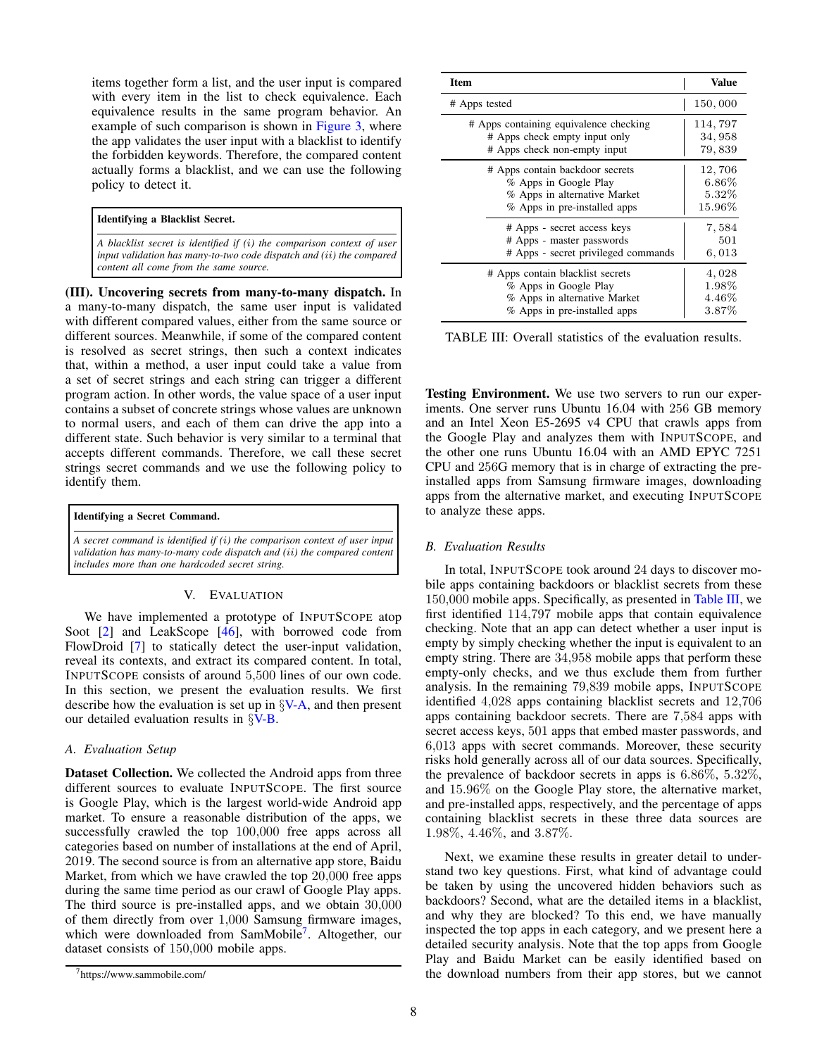items together form a list, and the user input is compared with every item in the list to check equivalence. Each equivalence results in the same program behavior. An example of such comparison is shown in Figure 3, where the app validates the user input with a blacklist to identify the forbidden keywords. Therefore, the compared content actually forms a blacklist, and we can use the following policy to detect it.

> **Identifying a Blacklist Secret.**
>
> *A blacklist secret is identified if (i) the comparison context of user input validation has many-to-two code dispatch and (ii) the compared content all come from the same source.*

**(III). Uncovering secrets from many-to-many dispatch.** In a many-to-many dispatch, the same user input is validated with different compared values, either from the same source or different sources. Meanwhile, if some of the compared content is resolved as secret strings, then such a context indicates that, within a method, a user input could take a value from a set of secret strings and each string can trigger a different program action. In other words, the value space of a user input contains a subset of concrete strings whose values are unknown to normal users, and each of them can drive the app into a different state. Such behavior is very similar to a terminal that accepts different commands. Therefore, we call these secret strings secret commands and we use the following policy to identify them.

> **Identifying a Secret Command.**
>
> *A secret command is identified if (i) the comparison context of user input validation has many-to-many code dispatch and (ii) the compared content includes more than one hardcoded secret string.*

## V. Evaluation

We have implemented a prototype of InputScope atop Soot [2] and LeakScope [46], with borrowed code from FlowDroid [7] to statically detect the user-input validation, reveal its contexts, and extract its compared content. In total, InputScope consists of around 5,500 lines of our own code. In this section, we present the evaluation results. We first describe how the evaluation is set up in §V-A, and then present our detailed evaluation results in §V-B.

### A. Evaluation Setup

**Dataset Collection.** We collected the Android apps from three different sources to evaluate InputScope. The first source is Google Play, which is the largest world-wide Android app market. To ensure a reasonable distribution of the apps, we successfully crawled the top 100,000 free apps across all categories based on number of installations at the end of April, 2019. The second source is from an alternative app store, Baidu Market, from which we have crawled the top 20,000 free apps during the same time period as our crawl of Google Play apps. The third source is pre-installed apps, and we obtain 30,000 of them directly from over 1,000 Samsung firmware images, which were downloaded from SamMobile[7]. Altogether, our dataset consists of 150,000 mobile apps.

[7] https://www.sammobile.com/

| Item | Value |
|---|---|
| # Apps tested | 150,000 |
| # Apps containing equivalence checking | 114,797 |
| # Apps check empty input only | 34,958 |
| # Apps check non-empty input | 79,839 |
| # Apps contain backdoor secrets | 12,706 |
| % Apps in Google Play | 6.86% |
| % Apps in alternative Market | 5.32% |
| % Apps in pre-installed apps | 15.96% |
| # Apps - secret access keys | 7,584 |
| # Apps - master passwords | 501 |
| # Apps - secret privileged commands | 6,013 |
| # Apps contain blacklist secrets | 4,028 |
| % Apps in Google Play | 1.98% |
| % Apps in alternative Market | 4.46% |
| % Apps in pre-installed apps | 3.87% |

TABLE III: Overall statistics of the evaluation results.

**Testing Environment.** We use two servers to run our experiments. One server runs Ubuntu 16.04 with 256 GB memory and an Intel Xeon E5-2695 v4 CPU that crawls apps from the Google Play and analyzes them with InputScope, and the other one runs Ubuntu 16.04 with an AMD EPYC 7251 CPU and 256G memory that is in charge of extracting the pre-installed apps from Samsung firmware images, downloading apps from the alternative market, and executing InputScope to analyze these apps.

### B. Evaluation Results

In total, InputScope took around 24 days to discover mobile apps containing backdoors or blacklist secrets from these 150,000 mobile apps. Specifically, as presented in Table III, we first identified 114,797 mobile apps that contain equivalence checking. Note that an app can detect whether a user input is empty by simply checking whether the input is equivalent to an empty string. There are 34,958 mobile apps that perform these empty-only checks, and we thus exclude them from further analysis. In the remaining 79,839 mobile apps, InputScope identified 4,028 apps containing blacklist secrets and 12,706 apps containing backdoor secrets. There are 7,584 apps with secret access keys, 501 apps that embed master passwords, and 6,013 apps with secret commands. Moreover, these security risks hold generally across all of our data sources. Specifically, the prevalence of backdoor secrets in apps is 6.86%, 5.32%, and 15.96% on the Google Play store, the alternative market, and pre-installed apps, respectively, and the percentage of apps containing blacklist secrets in these three data sources are 1.98%, 4.46%, and 3.87%.

Next, we examine these results in greater detail to understand two key questions. First, what kind of advantage could be taken by using the uncovered hidden behaviors such as backdoors? Second, what are the detailed items in a blacklist, and why they are blocked? To this end, we have manually inspected the top apps in each category, and we present here a detailed security analysis. Note that the top apps from Google Play and Baidu Market can be easily identified based on the download numbers from their app stores, but we cannot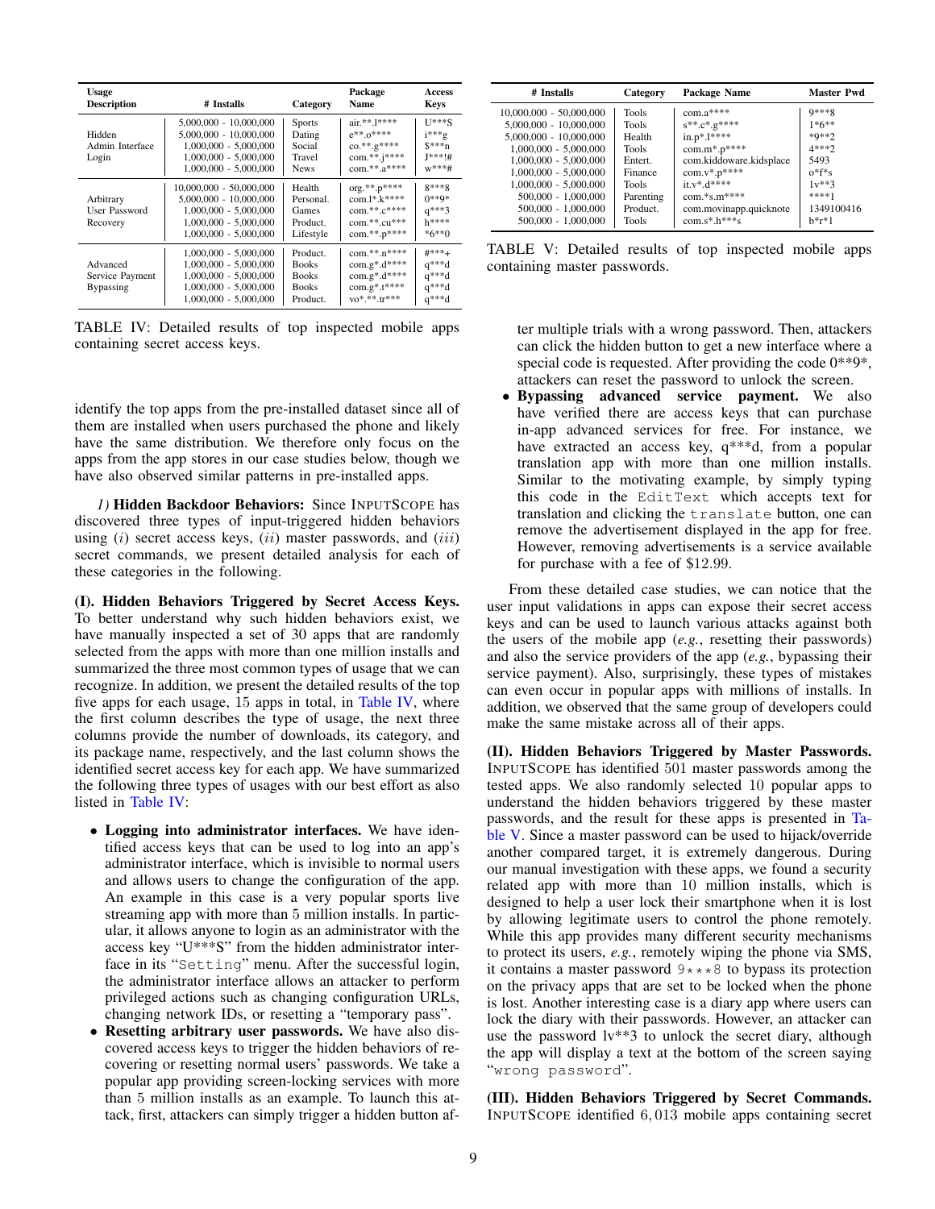| Usage Description | # Installs | Category | Package Name | Access Keys |
|---|---|---|---|---|
| Hidden Admin Interface Login | 5,000,000 - 10,000,000 | Sports | air.**.l**** | U***S |
| | 5,000,000 - 10,000,000 | Dating | e**.o**** | i***g |
| | 1,000,000 - 5,000,000 | Social | co.**.g**** | $***n |
| | 1,000,000 - 5,000,000 | Travel | com.**.j**** | J***!# |
| | 1,000,000 - 5,000,000 | News | com.**.a**** | w***# |
| Arbitrary User Password Recovery | 10,000,000 - 50,000,000 | Health | org.**.p**** | 8***8 |
| | 5,000,000 - 10,000,000 | Personal. | com.l*.k**** | 0**9* |
| | 1,000,000 - 5,000,000 | Games | com.**.c**** | q***3 |
| | 1,000,000 - 5,000,000 | Product. | com.**.cu*** | h**** |
| | 1,000,000 - 5,000,000 | Lifestyle | com.**.p**** | *6**0 |
| Advanced Service Payment Bypassing | 1,000,000 - 5,000,000 | Product. | com.**.n**** | #***+ |
| | 1,000,000 - 5,000,000 | Books | com.g*.d**** | q***d |
| | 1,000,000 - 5,000,000 | Books | com.g*.d**** | q***d |
| | 1,000,000 - 5,000,000 | Books | com.g*.t**** | q***d |
| | 1,000,000 - 5,000,000 | Product. | vo*.**.tr*** | q***d |

TABLE IV: Detailed results of top inspected mobile apps containing secret access keys.

identify the top apps from the pre-installed dataset since all of them are installed when users purchased the phone and likely have the same distribution. We therefore only focus on the apps from the app stores in our case studies below, though we have also observed similar patterns in pre-installed apps.

*1)* **Hidden Backdoor Behaviors:** Since InputScope has discovered three types of input-triggered hidden behaviors using ($i$) secret access keys, ($ii$) master passwords, and ($iii$) secret commands, we present detailed analysis for each of these categories in the following.

**(I). Hidden Behaviors Triggered by Secret Access Keys.** To better understand why such hidden behaviors exist, we have manually inspected a set of 30 apps that are randomly selected from the apps with more than one million installs and summarized the three most common types of usage that we can recognize. In addition, we present the detailed results of the top five apps for each usage, 15 apps in total, in Table IV, where the first column describes the type of usage, the next three columns provide the number of downloads, its category, and its package name, respectively, and the last column shows the identified secret access key for each app. We have summarized the following three types of usages with our best effort as also listed in Table IV:

- **Logging into administrator interfaces.** We have identified access keys that can be used to log into an app's administrator interface, which is invisible to normal users and allows users to change the configuration of the app. An example in this case is a very popular sports live streaming app with more than 5 million installs. In particular, it allows anyone to login as an administrator with the access key "U***S" from the hidden administrator interface in its "`Setting`" menu. After the successful login, the administrator interface allows an attacker to perform privileged actions such as changing configuration URLs, changing network IDs, or resetting a "temporary pass".
- **Resetting arbitrary user passwords.** We have also discovered access keys to trigger the hidden behaviors of recovering or resetting normal users' passwords. We take a popular app providing screen-locking services with more than 5 million installs as an example. To launch this attack, first, attackers can simply trigger a hidden button after multiple trials with a wrong password. Then, attackers can click the hidden button to get a new interface where a special code is requested. After providing the code 0**9*, attackers can reset the password to unlock the screen.
- **Bypassing advanced service payment.** We also have verified there are access keys that can purchase in-app advanced services for free. For instance, we have extracted an access key, q***d, from a popular translation app with more than one million installs. Similar to the motivating example, by simply typing this code in the `EditText` which accepts text for translation and clicking the `translate` button, one can remove the advertisement displayed in the app for free. However, removing advertisements is a service available for purchase with a fee of $12.99.

From these detailed case studies, we can notice that the user input validations in apps can expose their secret access keys and can be used to launch various attacks against both the users of the mobile app (*e.g.*, resetting their passwords) and also the service providers of the app (*e.g.*, bypassing their service payment). Also, surprisingly, these types of mistakes can even occur in popular apps with millions of installs. In addition, we observed that the same group of developers could make the same mistake across all of their apps.

| # Installs | Category | Package Name | Master Pwd |
|---|---|---|---|
| 10,000,000 - 50,000,000 | Tools | com.a**** | 9***8 |
| 5,000,000 - 10,000,000 | Tools | s**.c*.g**** | 1*6** |
| 5,000,000 - 10,000,000 | Health | in.p*.l**** | *9**2 |
| 1,000,000 - 5,000,000 | Tools | com.m*.p**** | 4***2 |
| 1,000,000 - 5,000,000 | Entert. | com.kiddoware.kidsplace | 5493 |
| 1,000,000 - 5,000,000 | Finance | com.v*.p**** | o*f*s |
| 1,000,000 - 5,000,000 | Tools | it.v*.d**** | 1v**3 |
| 500,000 - 1,000,000 | Parenting | com.*s.m**** | ****1 |
| 500,000 - 1,000,000 | Product. | com.movinapp.quicknote | 1349100416 |
| 500,000 - 1,000,000 | Tools | com.s*.h***s | b*r*1 |

TABLE V: Detailed results of top inspected mobile apps containing master passwords.

**(II). Hidden Behaviors Triggered by Master Passwords.** InputScope has identified 501 master passwords among the tested apps. We also randomly selected 10 popular apps to understand the hidden behaviors triggered by these master passwords, and the result for these apps is presented in Table V. Since a master password can be used to hijack/override another compared target, it is extremely dangerous. During our manual investigation with these apps, we found a security related app with more than 10 million installs, which is designed to help a user lock their smartphone when it is lost by allowing legitimate users to control the phone remotely. While this app provides many different security mechanisms to protect its users, *e.g.*, remotely wiping the phone via SMS, it contains a master password `9***8` to bypass its protection on the privacy apps that are set to be locked when the phone is lost. Another interesting case is a diary app where users can lock the diary with their passwords. However, an attacker can use the password lv**3 to unlock the secret diary, although the app will display a text at the bottom of the screen saying "`wrong password`".

**(III). Hidden Behaviors Triggered by Secret Commands.** InputScope identified 6,013 mobile apps containing secret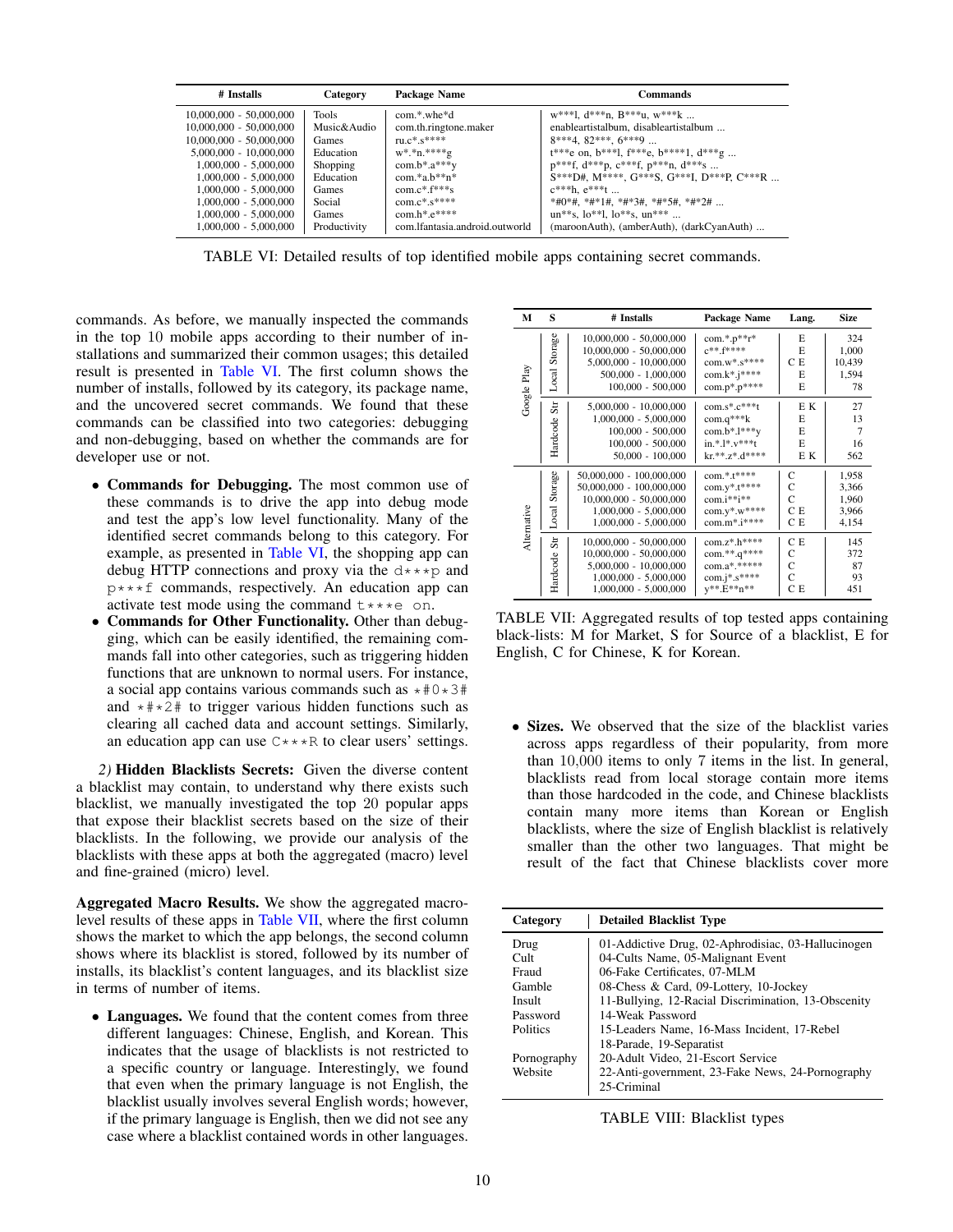| # Installs | Category | Package Name | Commands |
|---|---|---|---|
| 10,000,000 - 50,000,000 | Tools | com.*.whe*d | w***l, d***n, B***u, w***k ... |
| 10,000,000 - 50,000,000 | Music&Audio | com.th.ringtone.maker | enableartistalbum, disableartistalbum ... |
| 10,000,000 - 50,000,000 | Games | ru.c*.s**** | 8***4, 82***, 6***9 ... |
| 5,000,000 - 10,000,000 | Education | w*.*n.****g | t***e on, b***l, f***e, b****1, d***g ... |
| 1,000,000 - 5,000,000 | Shopping | com.b*.a***y | p***f, d***p, c***f, p***n, d***s ... |
| 1,000,000 - 5,000,000 | Education | com.*a.b**n* | S***D#, M****, G***S, G***I, D***P, C***R ... |
| 1,000,000 - 5,000,000 | Games | com.c*.f***s | c***h, e***t ... |
| 1,000,000 - 5,000,000 | Social | com.c*.s**** | *#0*#, *#*1#, *#*3#, *#*5#, *#*2# ... |
| 1,000,000 - 5,000,000 | Games | com.h*.e**** | un**s, lo**l, lo**s, un*** ... |
| 1,000,000 - 5,000,000 | Productivity | com.lfantasia.android.outworld | (maroonAuth), (amberAuth), (darkCyanAuth) ... |

TABLE VI: Detailed results of top identified mobile apps containing secret commands.

commands. As before, we manually inspected the commands in the top 10 mobile apps according to their number of installations and summarized their common usages; this detailed result is presented in Table VI. The first column shows the number of installs, followed by its category, its package name, and the uncovered secret commands. We found that these commands can be classified into two categories: debugging and non-debugging, based on whether the commands are for developer use or not.

- **Commands for Debugging.** The most common use of these commands is to drive the app into debug mode and test the app's low level functionality. Many of the identified secret commands belong to this category. For example, as presented in Table VI, the shopping app can debug HTTP connections and proxy via the `d***p` and `p***f` commands, respectively. An education app can activate test mode using the command `t***e on`.
- **Commands for Other Functionality.** Other than debugging, which can be easily identified, the remaining commands fall into other categories, such as triggering hidden functions that are unknown to normal users. For instance, a social app contains various commands such as `*#0*3#` and `*#*2#` to trigger various hidden functions such as clearing all cached data and account settings. Similarly, an education app can use `C***R` to clear users' settings.

*2)* **Hidden Blacklists Secrets:** Given the diverse content a blacklist may contain, to understand why there exists such blacklist, we manually investigated the top 20 popular apps that expose their blacklist secrets based on the size of their blacklists. In the following, we provide our analysis of the blacklists with these apps at both the aggregated (macro) level and fine-grained (micro) level.

**Aggregated Macro Results.** We show the aggregated macro-level results of these apps in Table VII, where the first column shows the market to which the app belongs, the second column shows where its blacklist is stored, followed by its number of installs, its blacklist's content languages, and its blacklist size in terms of number of items.

- **Languages.** We found that the content comes from three different languages: Chinese, English, and Korean. This indicates that the usage of blacklists is not restricted to a specific country or language. Interestingly, we found that even when the primary language is not English, the blacklist usually involves several English words; however, if the primary language is English, then we did not see any case where a blacklist contained words in other languages.

| M | S | # Installs | Package Name | Lang. | Size |
|---|---|---|---|---|---|
| Google Play | Local Storage | 10,000,000 - 50,000,000 | com.*.p**r* | E | 324 |
| | | 10,000,000 - 50,000,000 | c**.f**** | E | 1,000 |
| | | 5,000,000 - 10,000,000 | com.w*.s**** | C E | 10,439 |
| | | 500,000 - 1,000,000 | com.k*.j**** | E | 1,594 |
| | | 100,000 - 500,000 | com.p*.p**** | E | 78 |
| | Hardcode Str | 5,000,000 - 10,000,000 | com.s*.c***t | E K | 27 |
| | | 1,000,000 - 5,000,000 | com.q***k | E | 13 |
| | | 100,000 - 500,000 | com.b*.l***y | E | 7 |
| | | 100,000 - 500,000 | in.*.l*.v***t | E | 16 |
| | | 50,000 - 100,000 | kr.**.z*.d**** | E K | 562 |
| Alternative | Local Storage | 50,000,000 - 100,000,000 | com.*.t**** | C | 1,958 |
| | | 50,000,000 - 100,000,000 | com.y*.t**** | C | 3,366 |
| | | 10,000,000 - 50,000,000 | com.i**i** | C | 1,960 |
| | | 1,000,000 - 5,000,000 | com.y*.w**** | C E | 3,966 |
| | | 1,000,000 - 5,000,000 | com.m*.i**** | C E | 4,154 |
| | Hardcode Str | 10,000,000 - 50,000,000 | com.z*.h**** | C E | 145 |
| | | 10,000,000 - 50,000,000 | com.**.q**** | C | 372 |
| | | 5,000,000 - 10,000,000 | com.a*.***** | C | 87 |
| | | 1,000,000 - 5,000,000 | com.j*.s**** | C | 93 |
| | | 1,000,000 - 5,000,000 | y**.E**n** | C E | 451 |

TABLE VII: Aggregated results of top tested apps containing black-lists: M for Market, S for Source of a blacklist, E for English, C for Chinese, K for Korean.

- **Sizes.** We observed that the size of the blacklist varies across apps regardless of their popularity, from more than 10,000 items to only 7 items in the list. In general, blacklists read from local storage contain more items than those hardcoded in the code, and Chinese blacklists contain many more items than Korean or English blacklists, where the size of English blacklist is relatively smaller than the other two languages. That might be result of the fact that Chinese blacklists cover more

| Category | Detailed Blacklist Type |
|---|---|
| Drug | 01-Addictive Drug, 02-Aphrodisiac, 03-Hallucinogen |
| Cult | 04-Cults Name, 05-Malignant Event |
| Fraud | 06-Fake Certificates, 07-MLM |
| Gamble | 08-Chess & Card, 09-Lottery, 10-Jockey |
| Insult | 11-Bullying, 12-Racial Discrimination, 13-Obscenity |
| Password | 14-Weak Password |
| Politics | 15-Leaders Name, 16-Mass Incident, 17-Rebel 18-Parade, 19-Separatist |
| Pornography | 20-Adult Video, 21-Escort Service |
| Website | 22-Anti-government, 23-Fake News, 24-Pornography 25-Criminal |

TABLE VIII: Blacklist types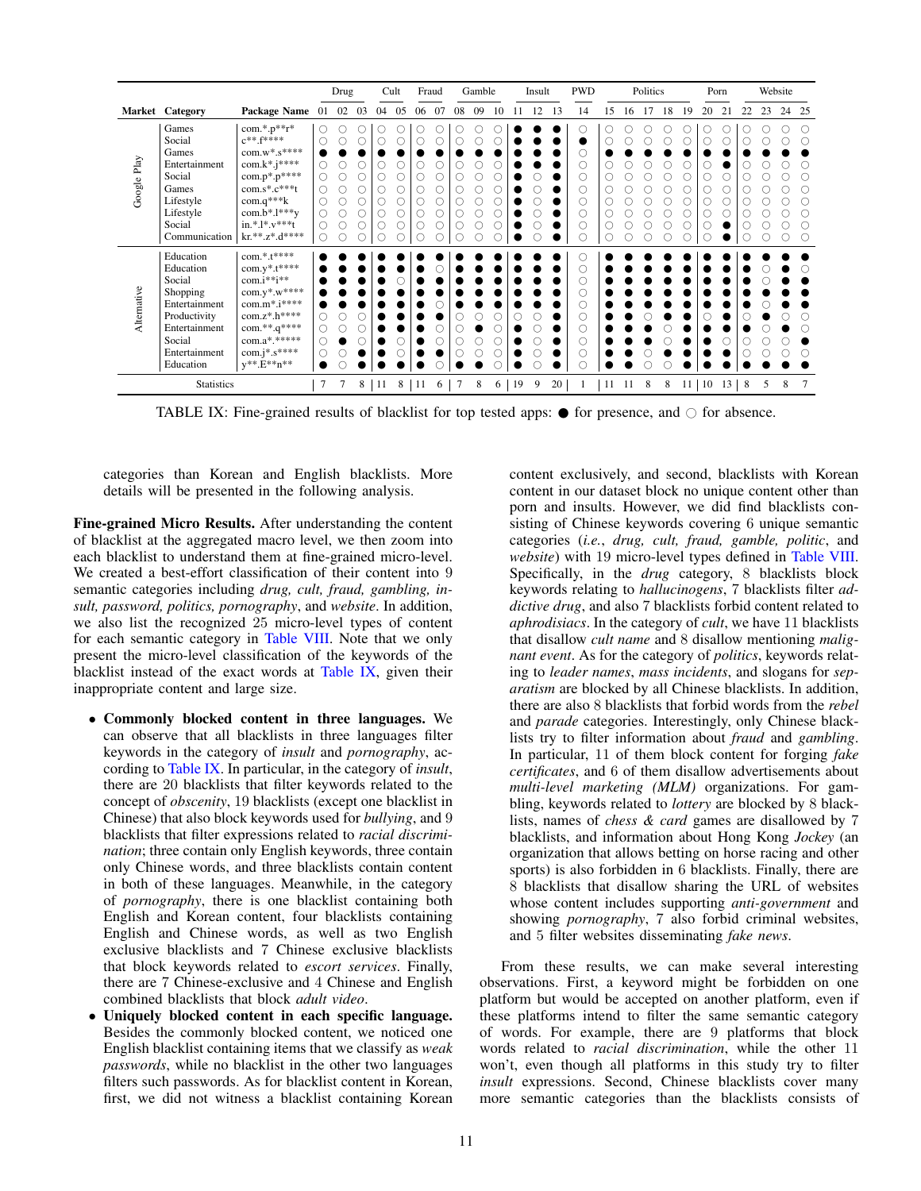| Market | Category | Package Name | Drug | | | Cult | | Fraud | | Gamble | | | Insult | | | PWD | Politics | | | | | Porn | | Website | | | |
|---|---|---|---|---|---|---|---|---|---|---|---|---|---|---|---|---|---|---|---|---|---|---|---|---|---|---|---|
| | | | 01 | 02 | 03 | 04 | 05 | 06 | 07 | 08 | 09 | 10 | 11 | 12 | 13 | 14 | 15 | 16 | 17 | 18 | 19 | 20 | 21 | 22 | 23 | 24 | 25 |
| Google Play | Games | com.*.p**r* | ○ | ○ | ○ | ○ | ○ | ○ | ○ | ○ | ○ | ○ | ● | ● | ● | ○ | ○ | ○ | ○ | ○ | ○ | ○ | ○ | ○ | ○ | ○ | ○ |
| | Social | c**.f**** | ○ | ○ | ○ | ○ | ○ | ○ | ○ | ○ | ○ | ○ | ● | ● | ● | ● | ○ | ○ | ○ | ○ | ○ | ○ | ○ | ○ | ○ | ○ | ○ |
| | Games | com.w*.s**** | ● | ● | ● | ● | ● | ● | ● | ● | ● | ● | ● | ● | ● | ○ | ● | ● | ● | ● | ● | ● | ● | ● | ● | ● | ● |
| | Entertainment | com.k*.j**** | ○ | ○ | ○ | ○ | ○ | ○ | ○ | ○ | ○ | ○ | ● | ● | ● | ○ | ○ | ○ | ○ | ○ | ○ | ○ | ● | ○ | ○ | ○ | ○ |
| | Social | com.p*.p**** | ○ | ○ | ○ | ○ | ○ | ○ | ○ | ○ | ○ | ○ | ● | ○ | ● | ○ | ○ | ○ | ○ | ○ | ○ | ○ | ○ | ○ | ○ | ○ | ○ |
| | Games | com.s*.c***t | ○ | ○ | ○ | ○ | ○ | ○ | ○ | ○ | ○ | ○ | ● | ○ | ● | ○ | ○ | ○ | ○ | ○ | ○ | ○ | ○ | ○ | ○ | ○ | ○ |
| | Lifestyle | com.q***k | ○ | ○ | ○ | ○ | ○ | ○ | ○ | ○ | ○ | ○ | ● | ○ | ● | ○ | ○ | ○ | ○ | ○ | ○ | ○ | ○ | ○ | ○ | ○ | ○ |
| | Lifestyle | com.b*.l***y | ○ | ○ | ○ | ○ | ○ | ○ | ○ | ○ | ○ | ○ | ● | ○ | ● | ○ | ○ | ○ | ○ | ○ | ○ | ○ | ○ | ○ | ○ | ○ | ○ |
| | Social | in.*.l*.v***t | ○ | ○ | ○ | ○ | ○ | ○ | ○ | ○ | ○ | ○ | ● | ○ | ● | ○ | ○ | ○ | ○ | ○ | ○ | ○ | ○ | ○ | ○ | ○ | ○ |
| | Communication | kr.**.z*.d**** | ○ | ○ | ○ | ○ | ○ | ○ | ○ | ○ | ○ | ○ | ● | ○ | ● | ○ | ○ | ○ | ○ | ○ | ○ | ○ | ● | ○ | ○ | ○ | ○ |
| Alternative | Education | com.*.t**** | ● | ● | ● | ● | ● | ● | ● | ● | ● | ● | ● | ● | ● | ○ | ● | ● | ● | ● | ● | ● | ● | ● | ● | ● | ● |
| | Education | com.y*.t**** | ● | ● | ● | ● | ● | ● | ○ | ● | ● | ● | ● | ● | ● | ○ | ● | ● | ● | ● | ● | ● | ● | ● | ○ | ● | ○ |
| | Social | com.i**i** | ● | ● | ● | ● | ○ | ● | ● | ● | ● | ● | ● | ● | ● | ○ | ● | ● | ● | ● | ● | ● | ● | ● | ○ | ● | ● |
| | Shopping | com.y*.w**** | ● | ● | ● | ● | ● | ● | ● | ● | ● | ● | ● | ● | ● | ○ | ● | ● | ● | ● | ● | ● | ● | ● | ● | ● | ● |
| | Entertainment | com.m*.i**** | ● | ● | ● | ● | ● | ● | ○ | ● | ● | ● | ● | ● | ● | ○ | ● | ● | ● | ● | ● | ● | ● | ● | ○ | ● | ● |
| | Productivity | com.z*.h**** | ○ | ○ | ○ | ● | ● | ● | ● | ○ | ○ | ○ | ○ | ○ | ● | ○ | ● | ● | ○ | ● | ● | ○ | ● | ● | ● | ○ | ○ |
| | Entertainment | com.**.q**** | ○ | ○ | ○ | ● | ● | ● | ○ | ○ | ● | ○ | ● | ○ | ● | ○ | ● | ● | ● | ○ | ● | ● | ● | ○ | ○ | ● | ○ |
| | Social | com.a*.***** | ○ | ● | ○ | ● | ○ | ● | ○ | ○ | ○ | ○ | ● | ○ | ● | ○ | ● | ● | ● | ○ | ● | ● | ● | ○ | ○ | ○ | ● |
| | Entertainment | com.j*.s**** | ○ | ○ | ● | ● | ○ | ● | ● | ○ | ○ | ○ | ● | ○ | ● | ○ | ● | ● | ○ | ● | ● | ● | ● | ○ | ○ | ○ | ○ |
| | Education | y**.E**n** | ● | ○ | ● | ● | ● | ● | ○ | ● | ● | ○ | ● | ○ | ● | ○ | ● | ● | ○ | ○ | ● | ● | ● | ● | ● | ● | ● |
| Statistics | | | 7 | 7 | 8 | 11 | 8 | 11 | 6 | 7 | 8 | 6 | 19 | 9 | 20 | 1 | 11 | 11 | 8 | 8 | 11 | 10 | 13 | 8 | 5 | 8 | 7 |

TABLE IX: Fine-grained results of blacklist for top tested apps: ● for presence, and ○ for absence.

categories than Korean and English blacklists. More details will be presented in the following analysis.

**Fine-grained Micro Results.** After understanding the content of blacklist at the aggregated macro level, we then zoom into each blacklist to understand them at fine-grained micro-level. We created a best-effort classification of their content into 9 semantic categories including *drug, cult, fraud, gambling, insult, password, politics, pornography*, and *website*. In addition, we also list the recognized 25 micro-level types of content for each semantic category in Table VIII. Note that we only present the micro-level classification of the keywords of the blacklist instead of the exact words in Table IX, given their inappropriate content and large size.

- **Commonly blocked content in three languages.** We can observe that all blacklists in three languages filter keywords in the category of *insult* and *pornography*, according to Table IX. In particular, in the category of *insult*, there are 20 blacklists that filter keywords related to the concept of *obscenity*, 19 blacklists (except one blacklist in Chinese) that also block keywords used for *bullying*, and 9 blacklists that filter expressions related to *racial discrimination*; three contain only English keywords, three contain only Chinese words, and three blacklists contain content in both of these languages. Meanwhile, in the category of *pornography*, there is one blacklist containing both English and Korean content, four blacklists containing English and Chinese words, as well as two English exclusive blacklists and 7 Chinese exclusive blacklists that block keywords related to *escort services*. Finally, there are 7 Chinese-exclusive and 4 Chinese and English combined blacklists that block *adult video*.
- **Uniquely blocked content in each specific language.** Besides the commonly blocked content, we noticed one English blacklist containing items that we classify as *weak passwords*, while no blacklist in the other two languages filters such passwords. As for blacklist content in Korean, first, we did not witness a blacklist containing Korean content exclusively, and second, blacklists with Korean content in our dataset block no unique content other than porn and insults. However, we did find blacklists consisting of Chinese keywords covering 6 unique semantic categories (*i.e., drug, cult, fraud, gamble, politic*, and *website*) with 19 micro-level types defined in Table VIII. Specifically, in the *drug* category, 8 blacklists block keywords relating to *hallucinogens*, 7 blacklists filter *addictive drug*, and also 7 blacklists forbid content related to *aphrodisiacs*. In the category of *cult*, we have 11 blacklists that disallow *cult name* and 8 disallow mentioning *malignant event*. As for the category of *politics*, keywords relating to *leader names*, *mass incidents*, and slogans for *separatism* are blocked by all Chinese blacklists. In addition, there are also 8 blacklists that forbid words from the *rebel* and *parade* categories. Interestingly, only Chinese blacklists try to filter information about *fraud* and *gambling*. In particular, 11 of them block content for forging *fake certificates*, and 6 of them disallow advertisements about *multi-level marketing (MLM)* organizations. For gambling, keywords related to *lottery* are blocked by 8 blacklists, names of *chess & card* games are disallowed by 7 blacklists, and information about Hong Kong *Jockey* (an organization that allows betting on horse racing and other sports) is also forbidden in 6 blacklists. Finally, there are 8 blacklists that disallow sharing the URL of websites whose content includes supporting *anti-government* and showing *pornography*, 7 also forbid criminal websites, and 5 filter websites disseminating *fake news*.

From these results, we can make several interesting observations. First, a keyword might be forbidden on one platform but would be accepted on another platform, even if these platforms intend to filter the same semantic category of words. For example, there are 9 platforms that block words related to *racial discrimination*, while the other 11 won't, even though all platforms in this study try to filter *insult* expressions. Second, Chinese blacklists cover many more semantic categories than the blacklists consists of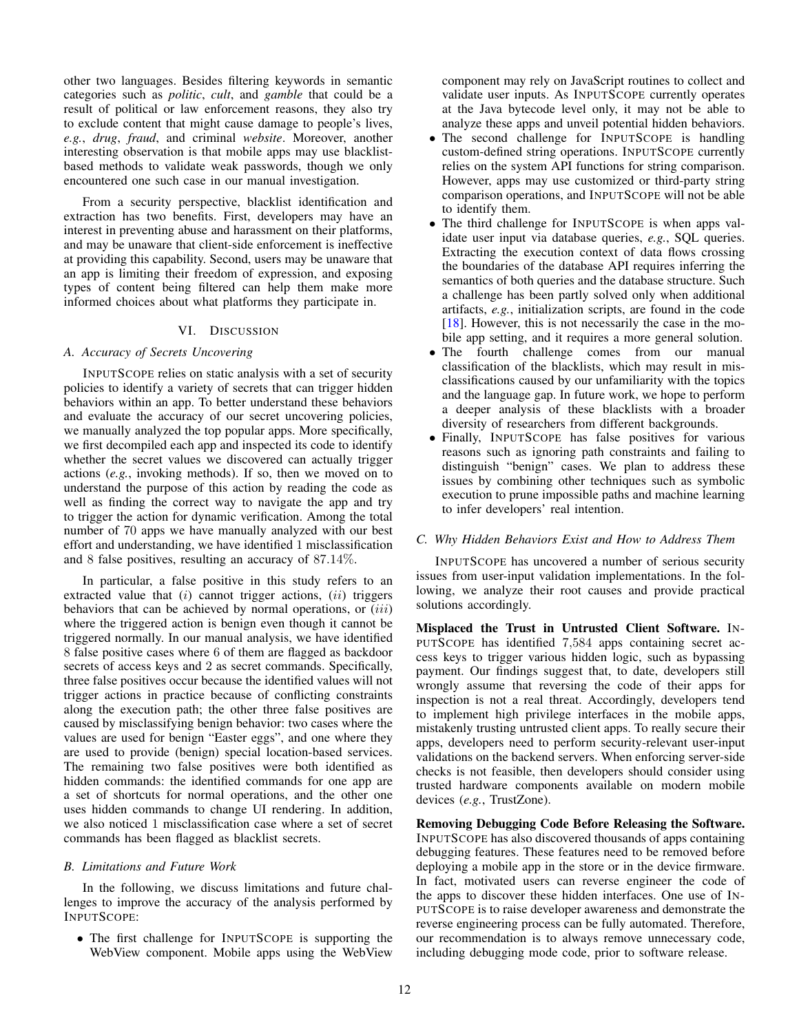other two languages. Besides filtering keywords in semantic categories such as *politic*, *cult*, and *gamble* that could be a result of political or law enforcement reasons, they also try to exclude content that might cause damage to people's lives, *e.g.*, *drug*, *fraud*, and criminal *website*. Moreover, another interesting observation is that mobile apps may use blacklist-based methods to validate weak passwords, though we only encountered one such case in our manual investigation.

From a security perspective, blacklist identification and extraction has two benefits. First, developers may have an interest in preventing abuse and harassment on their platforms, and may be unaware that client-side enforcement is ineffective at providing this capability. Second, users may be unaware that an app is limiting their freedom of expression, and exposing types of content being filtered can help them make more informed choices about what platforms they participate in.

## VI. Discussion

### A. Accuracy of Secrets Uncovering

INPUTSCOPE relies on static analysis with a set of security policies to identify a variety of secrets that can trigger hidden behaviors within an app. To better understand these behaviors and evaluate the accuracy of our secret uncovering policies, we manually analyzed the top popular apps. More specifically, we first decompiled each app and inspected its code to identify whether the secret values we discovered can actually trigger actions (*e.g.*, invoking methods). If so, then we moved on to understand the purpose of this action by reading the code as well as finding the correct way to navigate the app and try to trigger the action for dynamic verification. Among the total number of 70 apps we have manually analyzed with our best effort and understanding, we have identified 1 misclassification and 8 false positives, resulting an accuracy of 87.14%.

In particular, a false positive in this study refers to an extracted value that ($i$) cannot trigger actions, ($ii$) triggers behaviors that can be achieved by normal operations, or ($iii$) where the triggered action is benign even though it cannot be triggered normally. In our manual analysis, we have identified 8 false positive cases where 6 of them are flagged as backdoor secrets of access keys and 2 as secret commands. Specifically, three false positives occur because the identified values will not trigger actions in practice because of conflicting constraints along the execution path; the other three false positives are caused by misclassifying benign behavior: two cases where the values are used for benign "Easter eggs", and one where they are used to provide (benign) special location-based services. The remaining two false positives were both identified as hidden commands: the identified commands for one app are a set of shortcuts for normal operations, and the other one uses hidden commands to change UI rendering. In addition, we also noticed 1 misclassification case where a set of secret commands has been flagged as blacklist secrets.

### B. Limitations and Future Work

In the following, we discuss limitations and future challenges to improve the accuracy of the analysis performed by INPUTSCOPE:

- The first challenge for INPUTSCOPE is supporting the WebView component. Mobile apps using the WebView component may rely on JavaScript routines to collect and validate user inputs. As INPUTSCOPE currently operates at the Java bytecode level only, it may not be able to analyze these apps and unveil potential hidden behaviors.
- The second challenge for INPUTSCOPE is handling custom-defined string operations. INPUTSCOPE currently relies on the system API functions for string comparison. However, apps may use customized or third-party string comparison operations, and INPUTSCOPE will not be able to identify them.
- The third challenge for INPUTSCOPE is when apps validate user input via database queries, *e.g.*, SQL queries. Extracting the execution context of data flows crossing the boundaries of the database API requires inferring the semantics of both queries and the database structure. Such a challenge has been partly solved only when additional artifacts, *e.g.*, initialization scripts, are found in the code [18]. However, this is not necessarily the case in the mobile app setting, and it requires a more general solution.
- The fourth challenge comes from our manual classification of the blacklists, which may result in misclassifications caused by our unfamiliarity with the topics and the language gap. In future work, we hope to perform a deeper analysis of these blacklists with a broader diversity of researchers from different backgrounds.
- Finally, INPUTSCOPE has false positives for various reasons such as ignoring path constraints and failing to distinguish "benign" cases. We plan to address these issues by combining other techniques such as symbolic execution to prune impossible paths and machine learning to infer developers' real intention.

### C. Why Hidden Behaviors Exist and How to Address Them

INPUTSCOPE has uncovered a number of serious security issues from user-input validation implementations. In the following, we analyze their root causes and provide practical solutions accordingly.

**Misplaced the Trust in Untrusted Client Software.** INPUTSCOPE has identified 7,584 apps containing secret access keys to trigger various hidden logic, such as bypassing payment. Our findings suggest that, to date, developers still wrongly assume that reversing the code of their apps for inspection is not a real threat. Accordingly, developers tend to implement high privilege interfaces in the mobile apps, mistakenly trusting untrusted client apps. To really secure their apps, developers need to perform security-relevant user-input validations on the backend servers. When enforcing server-side checks is not feasible, then developers should consider using trusted hardware components available on modern mobile devices (*e.g.*, TrustZone).

**Removing Debugging Code Before Releasing the Software.** INPUTSCOPE has also discovered thousands of apps containing debugging features. These features need to be removed before deploying a mobile app in the store or in the device firmware. In fact, motivated users can reverse engineer the code of the apps to discover these hidden interfaces. One use of INPUTSCOPE is to raise developer awareness and demonstrate the reverse engineering process can be fully automated. Therefore, our recommendation is to always remove unnecessary code, including debugging mode code, prior to software release.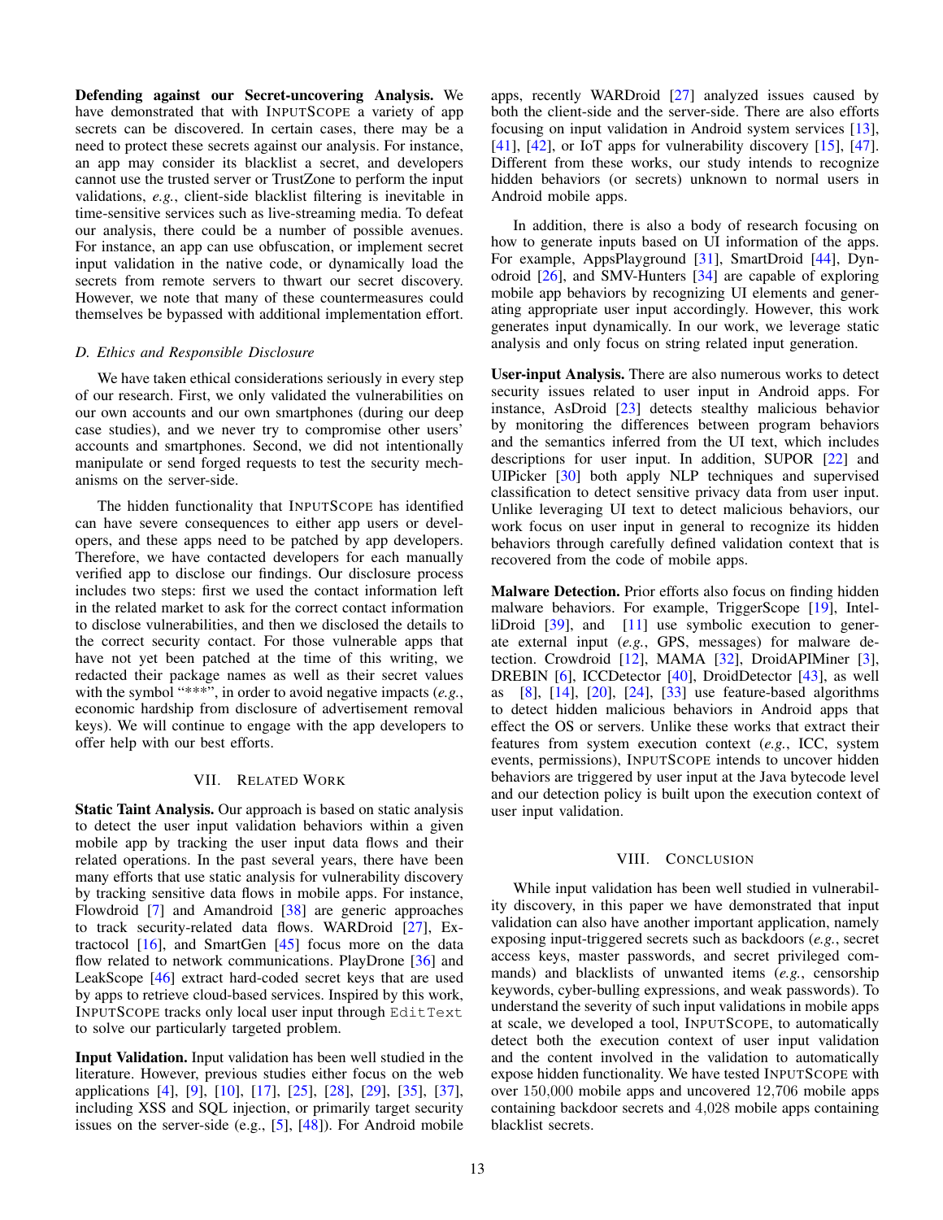**Defending against our Secret-uncovering Analysis.** We have demonstrated that with INPUTSCOPE a variety of app secrets can be discovered. In certain cases, there may be a need to protect these secrets against our analysis. For instance, an app may consider its blacklist a secret, and developers cannot use the trusted server or TrustZone to perform the input validations, *e.g.*, client-side blacklist filtering is inevitable in time-sensitive services such as live-streaming media. To defeat our analysis, there could be a number of possible avenues. For instance, an app can use obfuscation, or implement secret input validation in the native code, or dynamically load the secrets from remote servers to thwart our secret discovery. However, we note that many of these countermeasures could themselves be bypassed with additional implementation effort.

### D. Ethics and Responsible Disclosure

We have taken ethical considerations seriously in every step of our research. First, we only validated the vulnerabilities on our own accounts and our own smartphones (during our deep case studies), and we never try to compromise other users' accounts and smartphones. Second, we did not intentionally manipulate or send forged requests to test the security mechanisms on the server-side.

The hidden functionality that INPUTSCOPE has identified can have severe consequences to either app users or developers, and these apps need to be patched by app developers. Therefore, we have contacted developers for each manually verified app to disclose our findings. Our disclosure process includes two steps: first we used the contact information left in the related market to ask for the correct contact information to disclose vulnerabilities, and then we disclosed the details to the correct security contact. For those vulnerable apps that have not yet been patched at the time of this writing, we redacted their package names as well as their secret values with the symbol "***", in order to avoid negative impacts (*e.g.*, economic hardship from disclosure of advertisement removal keys). We will continue to engage with the app developers to offer help with our best efforts.

## VII. Related Work

**Static Taint Analysis.** Our approach is based on static analysis to detect the user input validation behaviors within a given mobile app by tracking the user input data flows and their related operations. In the past several years, there have been many efforts that use static analysis for vulnerability discovery by tracking sensitive data flows in mobile apps. For instance, Flowdroid [7] and Amandroid [38] are generic approaches to track security-related data flows. WARDroid [27], Extractocol [16], and SmartGen [45] focus more on the data flow related to network communications. PlayDrone [36] and LeakScope [46] extract hard-coded secret keys that are used by apps to retrieve cloud-based services. Inspired by this work, INPUTSCOPE tracks only local user input through `EditText` to solve our particularly targeted problem.

**Input Validation.** Input validation has been well studied in the literature. However, previous studies either focus on the web applications [4], [9], [10], [17], [25], [28], [29], [35], [37], including XSS and SQL injection, or primarily target security issues on the server-side (e.g., [5], [48]). For Android mobile apps, recently WARDroid [27] analyzed issues caused by both the client-side and the server-side. There are also efforts focusing on input validation in Android system services [13], [41], [42], or IoT apps for vulnerability discovery [15], [47]. Different from these works, our study intends to recognize hidden behaviors (or secrets) unknown to normal users in Android mobile apps.

In addition, there is also a body of research focusing on how to generate inputs based on UI information of the apps. For example, AppsPlayground [31], SmartDroid [44], Dynodroid [26], and SMV-Hunters [34] are capable of exploring mobile app behaviors by recognizing UI elements and generating appropriate user input accordingly. However, this work generates input dynamically. In our work, we leverage static analysis and only focus on string related input generation.

**User-input Analysis.** There are also numerous works to detect security issues related to user input in Android apps. For instance, AsDroid [23] detects stealthy malicious behavior by monitoring the differences between program behaviors and the semantics inferred from the UI text, which includes descriptions for user input. In addition, SUPOR [22] and UIPicker [30] both apply NLP techniques and supervised classification to detect sensitive privacy data from user input. Unlike leveraging UI text to detect malicious behaviors, our work focus on user input in general to recognize its hidden behaviors through carefully defined validation context that is recovered from the code of mobile apps.

**Malware Detection.** Prior efforts also focus on finding hidden malware behaviors. For example, TriggerScope [19], IntelliDroid [39], and [11] use symbolic execution to generate external input (*e.g.*, GPS, messages) for malware detection. Crowdroid [12], MAMA [32], DroidAPIMiner [3], DREBIN [6], ICCDetector [40], DroidDetector [43], as well as [8], [14], [20], [24], [33] use feature-based algorithms to detect hidden malicious behaviors in Android apps that effect the OS or servers. Unlike these works that extract their features from system execution context (*e.g.*, ICC, system events, permissions), INPUTSCOPE intends to uncover hidden behaviors are triggered by user input at the Java bytecode level and our detection policy is built upon the execution context of user input validation.

## VIII. Conclusion

While input validation has been well studied in vulnerability discovery, in this paper we have demonstrated that input validation can also have another important application, namely exposing input-triggered secrets such as backdoors (*e.g.*, secret access keys, master passwords, and secret privileged commands) and blacklists of unwanted items (*e.g.*, censorship keywords, cyber-bulling expressions, and weak passwords). To understand the severity of such input validations in mobile apps at scale, we developed a tool, INPUTSCOPE, to automatically detect both the execution context of user input validation and the content involved in the validation to automatically expose hidden functionality. We have tested INPUTSCOPE with over 150,000 mobile apps and uncovered 12,706 mobile apps containing backdoor secrets and 4,028 mobile apps containing blacklist secrets.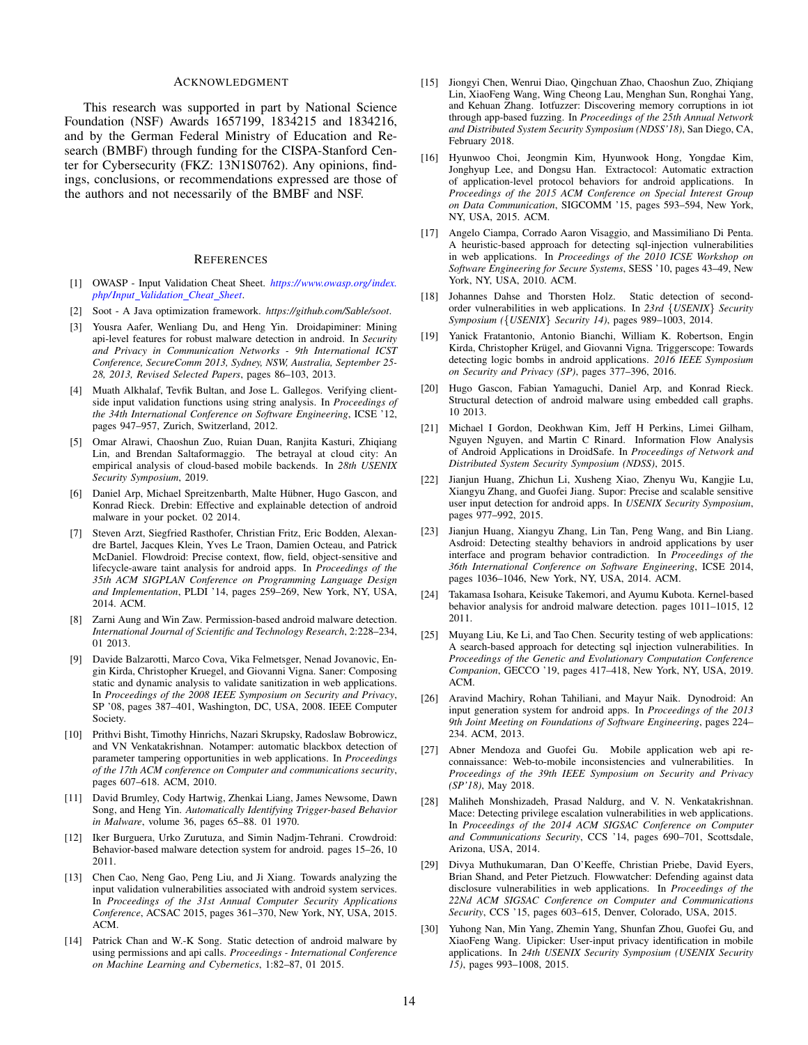## Acknowledgment

This research was supported in part by National Science Foundation (NSF) Awards 1657199, 1834215 and 1834216, and by the German Federal Ministry of Education and Research (BMBF) through funding for the CISPA-Stanford Center for Cybersecurity (FKZ: 13N1S0762). Any opinions, findings, conclusions, or recommendations expressed are those of the authors and not necessarily of the BMBF and NSF.

## References

[1] OWASP - Input Validation Cheat Sheet. *https://www.owasp.org/index.php/Input_Validation_Cheat_Sheet*.

[2] Soot - A Java optimization framework. *https://github.com/Sable/soot*.

[3] Yousra Aafer, Wenliang Du, and Heng Yin. Droidapiminer: Mining api-level features for robust malware detection in android. In *Security and Privacy in Communication Networks - 9th International ICST Conference, SecureComm 2013, Sydney, NSW, Australia, September 25-28, 2013, Revised Selected Papers*, pages 86–103, 2013.

[4] Muath Alkhalaf, Tevfik Bultan, and Jose L. Gallegos. Verifying client-side input validation functions using string analysis. In *Proceedings of the 34th International Conference on Software Engineering*, ICSE '12, pages 947–957, Zurich, Switzerland, 2012.

[5] Omar Alrawi, Chaoshun Zuo, Ruian Duan, Ranjita Kasturi, Zhiqiang Lin, and Brendan Saltaformaggio. The betrayal at cloud city: An empirical analysis of cloud-based mobile backends. In *28th USENIX Security Symposium*, 2019.

[6] Daniel Arp, Michael Spreitzenbarth, Malte Hübner, Hugo Gascon, and Konrad Rieck. Drebin: Effective and explainable detection of android malware in your pocket. 02 2014.

[7] Steven Arzt, Siegfried Rasthofer, Christian Fritz, Eric Bodden, Alexandre Bartel, Jacques Klein, Yves Le Traon, Damien Octeau, and Patrick McDaniel. Flowdroid: Precise context, flow, field, object-sensitive and lifecycle-aware taint analysis for android apps. In *Proceedings of the 35th ACM SIGPLAN Conference on Programming Language Design and Implementation*, PLDI '14, pages 259–269, New York, NY, USA, 2014. ACM.

[8] Zarni Aung and Win Zaw. Permission-based android malware detection. *International Journal of Scientific and Technology Research*, 2:228–234, 01 2013.

[9] Davide Balzarotti, Marco Cova, Vika Felmetsger, Nenad Jovanovic, Engin Kirda, Christopher Kruegel, and Giovanni Vigna. Saner: Composing static and dynamic analysis to validate sanitization in web applications. In *Proceedings of the 2008 IEEE Symposium on Security and Privacy*, SP '08, pages 387–401, Washington, DC, USA, 2008. IEEE Computer Society.

[10] Prithvi Bisht, Timothy Hinrichs, Nazari Skrupsky, Radoslaw Bobrowicz, and VN Venkatakrishnan. Notamper: automatic blackbox detection of parameter tampering opportunities in web applications. In *Proceedings of the 17th ACM conference on Computer and communications security*, pages 607–618. ACM, 2010.

[11] David Brumley, Cody Hartwig, Zhenkai Liang, James Newsome, Dawn Song, and Heng Yin. *Automatically Identifying Trigger-based Behavior in Malware*, volume 36, pages 65–88. 01 1970.

[12] Iker Burguera, Urko Zurutuza, and Simin Nadjm-Tehrani. Crowdroid: Behavior-based malware detection system for android. pages 15–26, 10 2011.

[13] Chen Cao, Neng Gao, Peng Liu, and Ji Xiang. Towards analyzing the input validation vulnerabilities associated with android system services. In *Proceedings of the 31st Annual Computer Security Applications Conference*, ACSAC 2015, pages 361–370, New York, NY, USA, 2015. ACM.

[14] Patrick Chan and W.-K Song. Static detection of android malware by using permissions and api calls. *Proceedings - International Conference on Machine Learning and Cybernetics*, 1:82–87, 01 2015.

[15] Jiongyi Chen, Wenrui Diao, Qingchuan Zhao, Chaoshun Zuo, Zhiqiang Lin, XiaoFeng Wang, Wing Cheong Lau, Menghan Sun, Ronghai Yang, and Kehuan Zhang. Iotfuzzer: Discovering memory corruptions in iot through app-based fuzzing. In *Proceedings of the 25th Annual Network and Distributed System Security Symposium (NDSS'18)*, San Diego, CA, February 2018.

[16] Hyunwoo Choi, Jeongmin Kim, Hyunwook Hong, Yongdae Kim, Jonghyup Lee, and Dongsu Han. Extractocol: Automatic extraction of application-level protocol behaviors for android applications. In *Proceedings of the 2015 ACM Conference on Special Interest Group on Data Communication*, SIGCOMM '15, pages 593–594, New York, NY, USA, 2015. ACM.

[17] Angelo Ciampa, Corrado Aaron Visaggio, and Massimiliano Di Penta. A heuristic-based approach for detecting sql-injection vulnerabilities in web applications. In *Proceedings of the 2010 ICSE Workshop on Software Engineering for Secure Systems*, SESS '10, pages 43–49, New York, NY, USA, 2010. ACM.

[18] Johannes Dahse and Thorsten Holz. Static detection of second-order vulnerabilities in web applications. In *23rd {USENIX} Security Symposium ({USENIX} Security 14)*, pages 989–1003, 2014.

[19] Yanick Fratantonio, Antonio Bianchi, William K. Robertson, Engin Kirda, Christopher Krügel, and Giovanni Vigna. Triggerscope: Towards detecting logic bombs in android applications. *2016 IEEE Symposium on Security and Privacy (SP)*, pages 377–396, 2016.

[20] Hugo Gascon, Fabian Yamaguchi, Daniel Arp, and Konrad Rieck. Structural detection of android malware using embedded call graphs. 10 2013.

[21] Michael I Gordon, Deokhwan Kim, Jeff H Perkins, Limei Gilham, Nguyen Nguyen, and Martin C Rinard. Information Flow Analysis of Android Applications in DroidSafe. In *Proceedings of Network and Distributed System Security Symposium (NDSS)*, 2015.

[22] Jianjun Huang, Zhichun Li, Xusheng Xiao, Zhenyu Wu, Kangjie Lu, Xiangyu Zhang, and Guofei Jiang. Supor: Precise and scalable sensitive user input detection for android apps. In *USENIX Security Symposium*, pages 977–992, 2015.

[23] Jianjun Huang, Xiangyu Zhang, Lin Tan, Peng Wang, and Bin Liang. Asdroid: Detecting stealthy behaviors in android applications by user interface and program behavior contradiction. In *Proceedings of the 36th International Conference on Software Engineering*, ICSE 2014, pages 1036–1046, New York, NY, USA, 2014. ACM.

[24] Takamasa Isohara, Keisuke Takemori, and Ayumu Kubota. Kernel-based behavior analysis for android malware detection. pages 1011–1015, 12 2011.

[25] Muyang Liu, Ke Li, and Tao Chen. Security testing of web applications: A search-based approach for detecting sql injection vulnerabilities. In *Proceedings of the Genetic and Evolutionary Computation Conference Companion*, GECCO '19, pages 417–418, New York, NY, USA, 2019. ACM.

[26] Aravind Machiry, Rohan Tahiliani, and Mayur Naik. Dynodroid: An input generation system for android apps. In *Proceedings of the 2013 9th Joint Meeting on Foundations of Software Engineering*, pages 224–234. ACM, 2013.

[27] Abner Mendoza and Guofei Gu. Mobile application web api reconnaissance: Web-to-mobile inconsistencies and vulnerabilities. In *Proceedings of the 39th IEEE Symposium on Security and Privacy (SP'18)*, May 2018.

[28] Maliheh Monshizadeh, Prasad Naldurg, and V. N. Venkatakrishnan. Mace: Detecting privilege escalation vulnerabilities in web applications. In *Proceedings of the 2014 ACM SIGSAC Conference on Computer and Communications Security*, CCS '14, pages 690–701, Scottsdale, Arizona, USA, 2014.

[29] Divya Muthukumaran, Dan O'Keeffe, Christian Priebe, David Eyers, Brian Shand, and Peter Pietzuch. Flowwatcher: Defending against data disclosure vulnerabilities in web applications. In *Proceedings of the 22Nd ACM SIGSAC Conference on Computer and Communications Security*, CCS '15, pages 603–615, Denver, Colorado, USA, 2015.

[30] Yuhong Nan, Min Yang, Zhemin Yang, Shunfan Zhou, Guofei Gu, and XiaoFeng Wang. Uipicker: User-input privacy identification in mobile applications. In *24th USENIX Security Symposium (USENIX Security 15)*, pages 993–1008, 2015.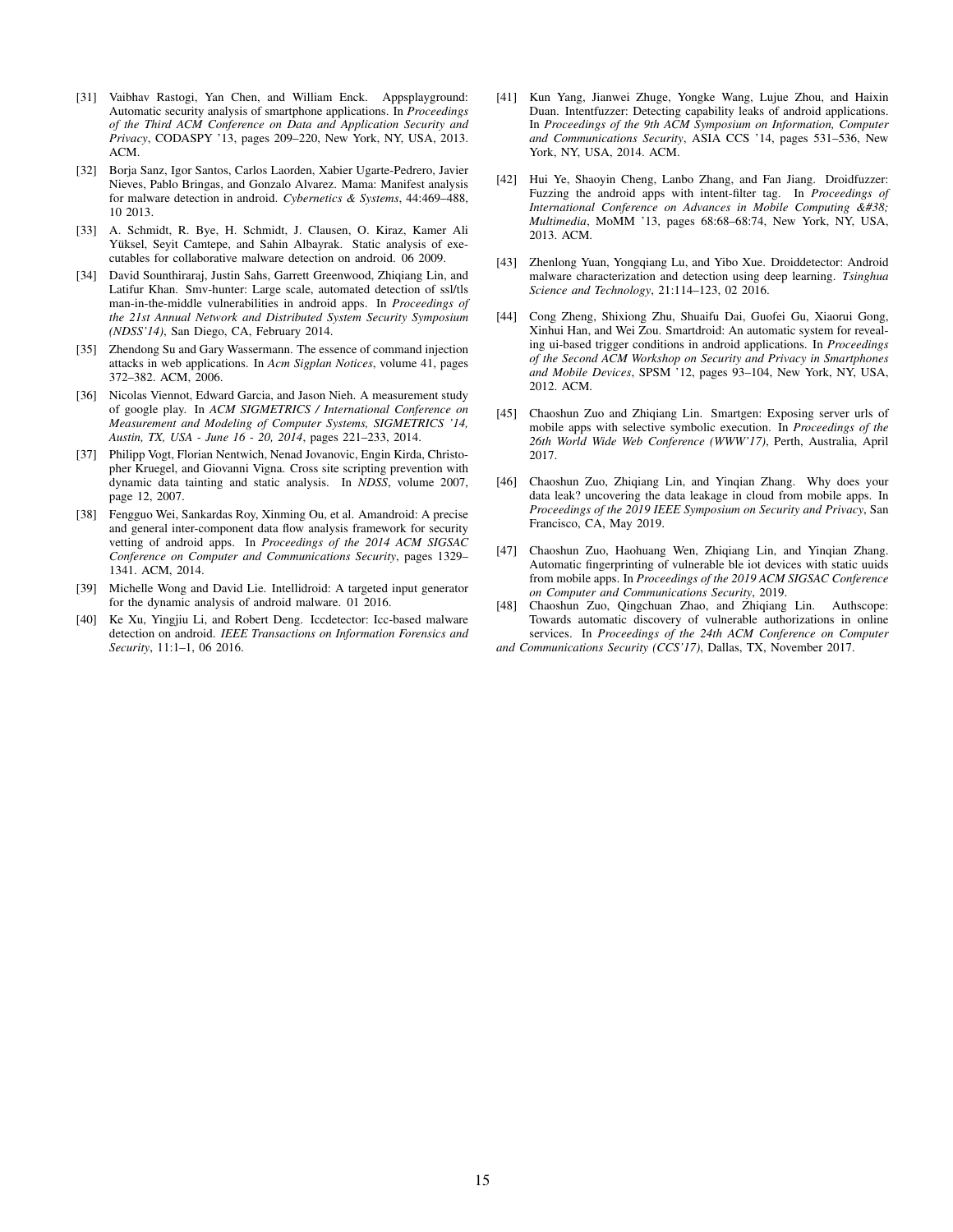[31] Vaibhav Rastogi, Yan Chen, and William Enck. Appsplayground: Automatic security analysis of smartphone applications. In *Proceedings of the Third ACM Conference on Data and Application Security and Privacy*, CODASPY '13, pages 209–220, New York, NY, USA, 2013. ACM.

[32] Borja Sanz, Igor Santos, Carlos Laorden, Xabier Ugarte-Pedrero, Javier Nieves, Pablo Bringas, and Gonzalo Alvarez. Mama: Manifest analysis for malware detection in android. *Cybernetics & Systems*, 44:469–488, 10 2013.

[33] A. Schmidt, R. Bye, H. Schmidt, J. Clausen, O. Kiraz, Kamer Ali Yüksel, Seyit Camtepe, and Sahin Albayrak. Static analysis of executables for collaborative malware detection on android. 06 2009.

[34] David Sounthiraraj, Justin Sahs, Garrett Greenwood, Zhiqiang Lin, and Latifur Khan. Smv-hunter: Large scale, automated detection of ssl/tls man-in-the-middle vulnerabilities in android apps. In *Proceedings of the 21st Annual Network and Distributed System Security Symposium (NDSS'14)*, San Diego, CA, February 2014.

[35] Zhendong Su and Gary Wassermann. The essence of command injection attacks in web applications. In *Acm Sigplan Notices*, volume 41, pages 372–382. ACM, 2006.

[36] Nicolas Viennot, Edward Garcia, and Jason Nieh. A measurement study of google play. In *ACM SIGMETRICS / International Conference on Measurement and Modeling of Computer Systems, SIGMETRICS '14, Austin, TX, USA - June 16 - 20, 2014*, pages 221–233, 2014.

[37] Philipp Vogt, Florian Nentwich, Nenad Jovanovic, Engin Kirda, Christopher Kruegel, and Giovanni Vigna. Cross site scripting prevention with dynamic data tainting and static analysis. In *NDSS*, volume 2007, page 12, 2007.

[38] Fengguo Wei, Sankardas Roy, Xinming Ou, et al. Amandroid: A precise and general inter-component data flow analysis framework for security vetting of android apps. In *Proceedings of the 2014 ACM SIGSAC Conference on Computer and Communications Security*, pages 1329–1341. ACM, 2014.

[39] Michelle Wong and David Lie. Intellidroid: A targeted input generator for the dynamic analysis of android malware. 01 2016.

[40] Ke Xu, Yingjiu Li, and Robert Deng. Iccdetector: Icc-based malware detection on android. *IEEE Transactions on Information Forensics and Security*, 11:1–1, 06 2016.

[41] Kun Yang, Jianwei Zhuge, Yongke Wang, Lujue Zhou, and Haixin Duan. Intentfuzzer: Detecting capability leaks of android applications. In *Proceedings of the 9th ACM Symposium on Information, Computer and Communications Security*, ASIA CCS '14, pages 531–536, New York, NY, USA, 2014. ACM.

[42] Hui Ye, Shaoyin Cheng, Lanbo Zhang, and Fan Jiang. Droidfuzzer: Fuzzing the android apps with intent-filter tag. In *Proceedings of International Conference on Advances in Mobile Computing &#38; Multimedia*, MoMM '13, pages 68:68–68:74, New York, NY, USA, 2013. ACM.

[43] Zhenlong Yuan, Yongqiang Lu, and Yibo Xue. Droiddetector: Android malware characterization and detection using deep learning. *Tsinghua Science and Technology*, 21:114–123, 02 2016.

[44] Cong Zheng, Shixiong Zhu, Shuaifu Dai, Guofei Gu, Xiaorui Gong, Xinhui Han, and Wei Zou. Smartdroid: An automatic system for revealing ui-based trigger conditions in android applications. In *Proceedings of the Second ACM Workshop on Security and Privacy in Smartphones and Mobile Devices*, SPSM '12, pages 93–104, New York, NY, USA, 2012. ACM.

[45] Chaoshun Zuo and Zhiqiang Lin. Smartgen: Exposing server urls of mobile apps with selective symbolic execution. In *Proceedings of the 26th World Wide Web Conference (WWW'17)*, Perth, Australia, April 2017.

[46] Chaoshun Zuo, Zhiqiang Lin, and Yinqian Zhang. Why does your data leak? uncovering the data leakage in cloud from mobile apps. In *Proceedings of the 2019 IEEE Symposium on Security and Privacy*, San Francisco, CA, May 2019.

[47] Chaoshun Zuo, Haohuang Wen, Zhiqiang Lin, and Yinqian Zhang. Automatic fingerprinting of vulnerable ble iot devices with static uuids from mobile apps. In *Proceedings of the 2019 ACM SIGSAC Conference on Computer and Communications Security*, 2019.

[48] Chaoshun Zuo, Qingchuan Zhao, and Zhiqiang Lin. Authscope: Towards automatic discovery of vulnerable authorizations in online services. In *Proceedings of the 24th ACM Conference on Computer and Communications Security (CCS'17)*, Dallas, TX, November 2017.